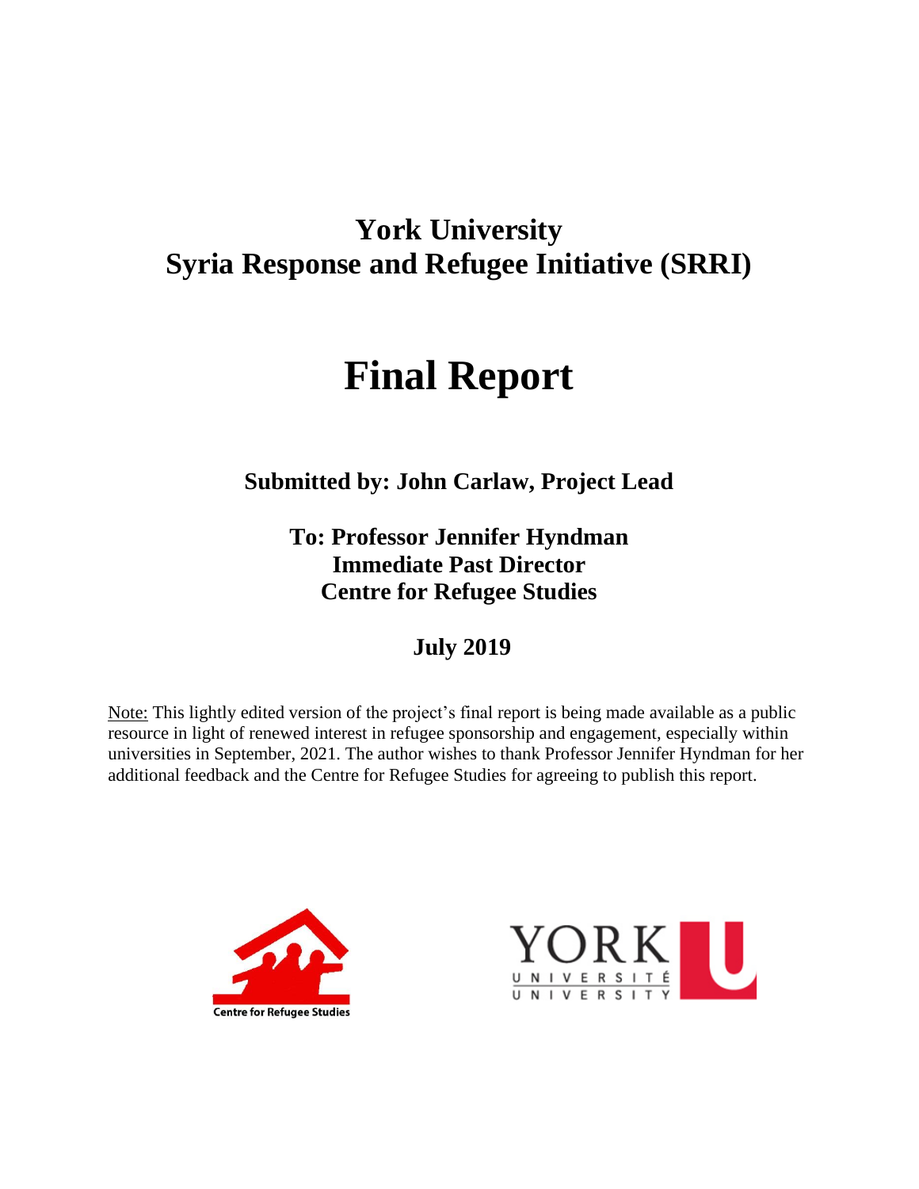# York University
# Syria Response and Refugee Initiative (SRRI)

# Final Report

**Submitted by: John Carlaw, Project Lead**

**To: Professor Jennifer Hyndman**
**Immediate Past Director**
**Centre for Refugee Studies**

**July 2019**

Note: This lightly edited version of the project's final report is being made available as a public resource in light of renewed interest in refugee sponsorship and engagement, especially within universities in September, 2021. The author wishes to thank Professor Jennifer Hyndman for her additional feedback and the Centre for Refugee Studies for agreeing to publish this report.

Centre for Refugee Studies

YORK UNIVERSITÉ UNIVERSITY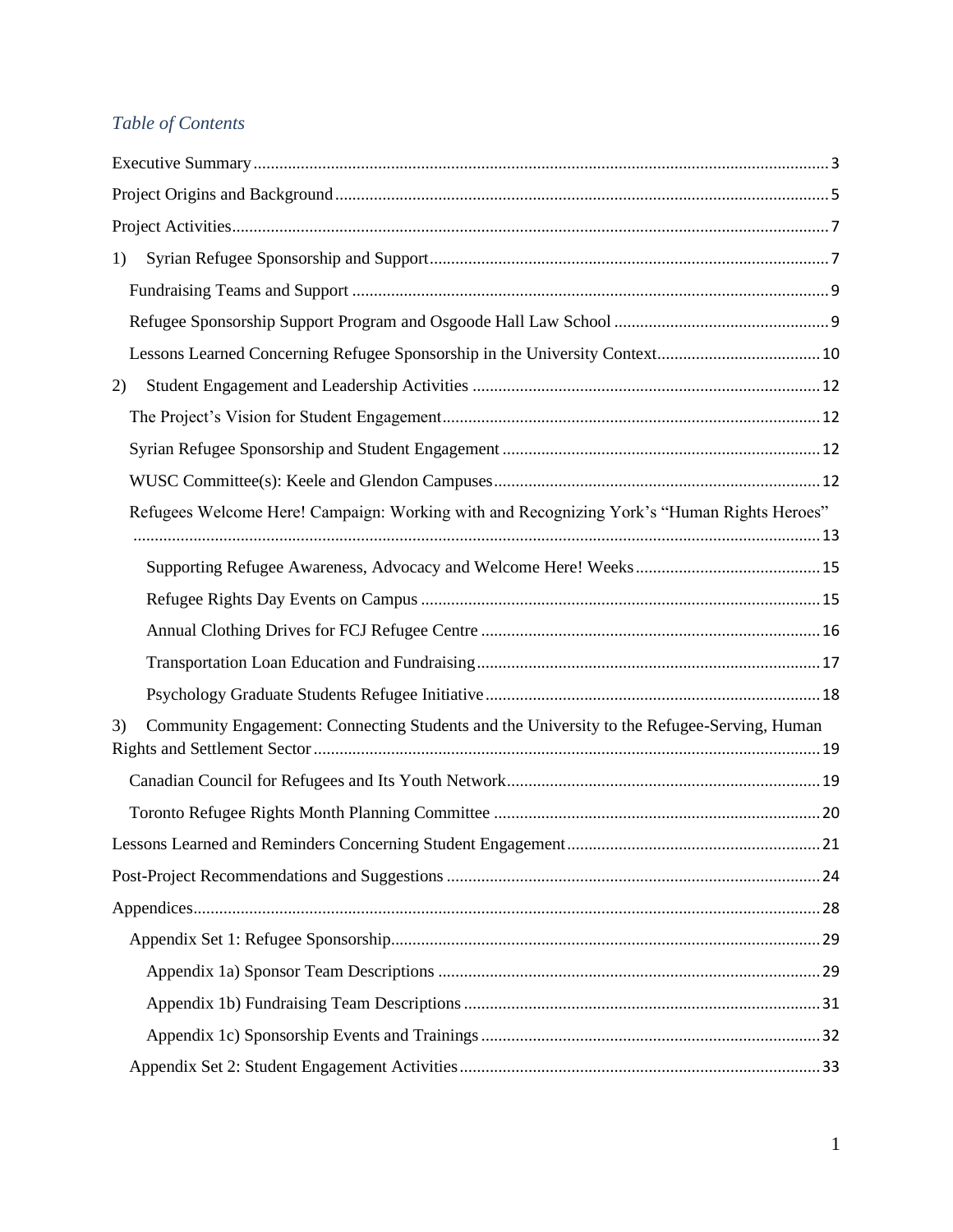*Table of Contents*

Executive Summary .................... 3

Project Origins and Background .................... 5

Project Activities .................... 7

1) Syrian Refugee Sponsorship and Support .................... 7

  Fundraising Teams and Support .................... 9

  Refugee Sponsorship Support Program and Osgoode Hall Law School .................... 9

  Lessons Learned Concerning Refugee Sponsorship in the University Context .................... 10

2) Student Engagement and Leadership Activities .................... 12

  The Project's Vision for Student Engagement .................... 12

  Syrian Refugee Sponsorship and Student Engagement .................... 12

  WUSC Committee(s): Keele and Glendon Campuses .................... 12

  Refugees Welcome Here! Campaign: Working with and Recognizing York's "Human Rights Heroes" .................... 13

    Supporting Refugee Awareness, Advocacy and Welcome Here! Weeks .................... 15

    Refugee Rights Day Events on Campus .................... 15

    Annual Clothing Drives for FCJ Refugee Centre .................... 16

    Transportation Loan Education and Fundraising .................... 17

    Psychology Graduate Students Refugee Initiative .................... 18

3) Community Engagement: Connecting Students and the University to the Refugee-Serving, Human Rights and Settlement Sector .................... 19

  Canadian Council for Refugees and Its Youth Network .................... 19

  Toronto Refugee Rights Month Planning Committee .................... 20

Lessons Learned and Reminders Concerning Student Engagement .................... 21

Post-Project Recommendations and Suggestions .................... 24

Appendices .................... 28

  Appendix Set 1: Refugee Sponsorship .................... 29

    Appendix 1a) Sponsor Team Descriptions .................... 29

    Appendix 1b) Fundraising Team Descriptions .................... 31

    Appendix 1c) Sponsorship Events and Trainings .................... 32

  Appendix Set 2: Student Engagement Activities .................... 33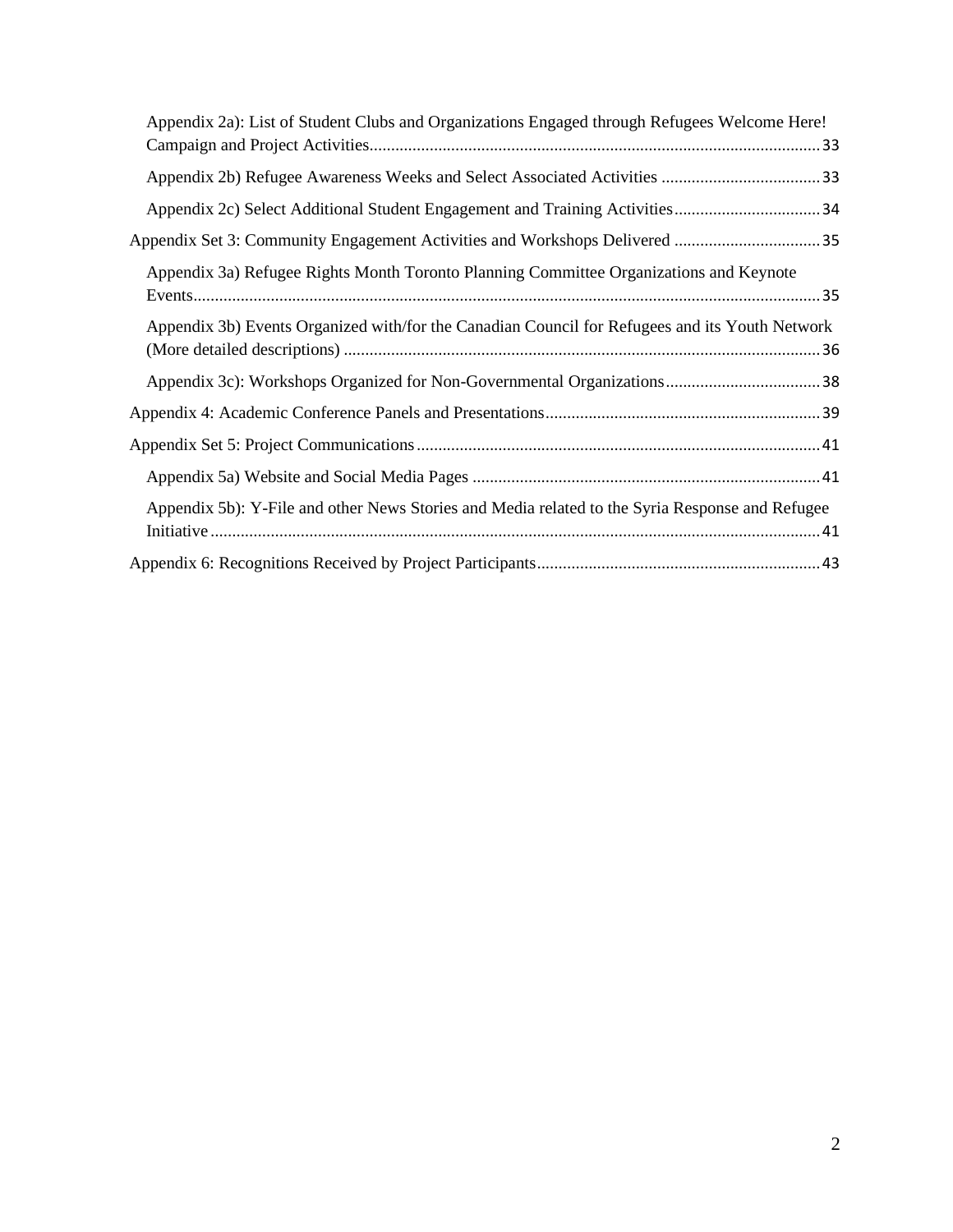Appendix 2a): List of Student Clubs and Organizations Engaged through Refugees Welcome Here! Campaign and Project Activities........................................................................................................33

Appendix 2b) Refugee Awareness Weeks and Select Associated Activities .....................................33

Appendix 2c) Select Additional Student Engagement and Training Activities..................................34

Appendix Set 3: Community Engagement Activities and Workshops Delivered ..................................35

Appendix 3a) Refugee Rights Month Toronto Planning Committee Organizations and Keynote Events.................................................................................................................................................35

Appendix 3b) Events Organized with/for the Canadian Council for Refugees and its Youth Network (More detailed descriptions) ..............................................................................................................36

Appendix 3c): Workshops Organized for Non-Governmental Organizations....................................38

Appendix 4: Academic Conference Panels and Presentations................................................................39

Appendix Set 5: Project Communications.............................................................................................41

Appendix 5a) Website and Social Media Pages .................................................................................41

Appendix 5b): Y-File and other News Stories and Media related to the Syria Response and Refugee Initiative.............................................................................................................................................41

Appendix 6: Recognitions Received by Project Participants.................................................................43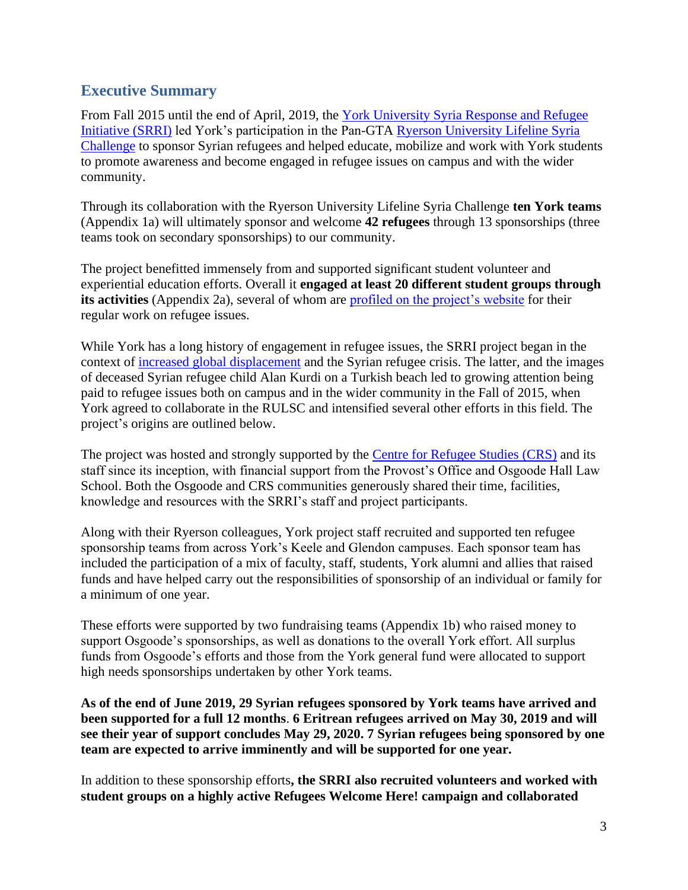## Executive Summary

From Fall 2015 until the end of April, 2019, the York University Syria Response and Refugee Initiative (SRRI) led York's participation in the Pan-GTA Ryerson University Lifeline Syria Challenge to sponsor Syrian refugees and helped educate, mobilize and work with York students to promote awareness and become engaged in refugee issues on campus and with the wider community.

Through its collaboration with the Ryerson University Lifeline Syria Challenge **ten York teams** (Appendix 1a) will ultimately sponsor and welcome **42 refugees** through 13 sponsorships (three teams took on secondary sponsorships) to our community.

The project benefitted immensely from and supported significant student volunteer and experiential education efforts. Overall it **engaged at least 20 different student groups through its activities** (Appendix 2a), several of whom are profiled on the project's website for their regular work on refugee issues.

While York has a long history of engagement in refugee issues, the SRRI project began in the context of increased global displacement and the Syrian refugee crisis. The latter, and the images of deceased Syrian refugee child Alan Kurdi on a Turkish beach led to growing attention being paid to refugee issues both on campus and in the wider community in the Fall of 2015, when York agreed to collaborate in the RULSC and intensified several other efforts in this field. The project's origins are outlined below.

The project was hosted and strongly supported by the Centre for Refugee Studies (CRS) and its staff since its inception, with financial support from the Provost's Office and Osgoode Hall Law School. Both the Osgoode and CRS communities generously shared their time, facilities, knowledge and resources with the SRRI's staff and project participants.

Along with their Ryerson colleagues, York project staff recruited and supported ten refugee sponsorship teams from across York's Keele and Glendon campuses. Each sponsor team has included the participation of a mix of faculty, staff, students, York alumni and allies that raised funds and have helped carry out the responsibilities of sponsorship of an individual or family for a minimum of one year.

These efforts were supported by two fundraising teams (Appendix 1b) who raised money to support Osgoode's sponsorships, as well as donations to the overall York effort. All surplus funds from Osgoode's efforts and those from the York general fund were allocated to support high needs sponsorships undertaken by other York teams.

**As of the end of June 2019, 29 Syrian refugees sponsored by York teams have arrived and been supported for a full 12 months**. **6 Eritrean refugees arrived on May 30, 2019 and will see their year of support concludes May 29, 2020. 7 Syrian refugees being sponsored by one team are expected to arrive imminently and will be supported for one year.**

In addition to these sponsorship efforts**, the SRRI also recruited volunteers and worked with student groups on a highly active Refugees Welcome Here! campaign and collaborated**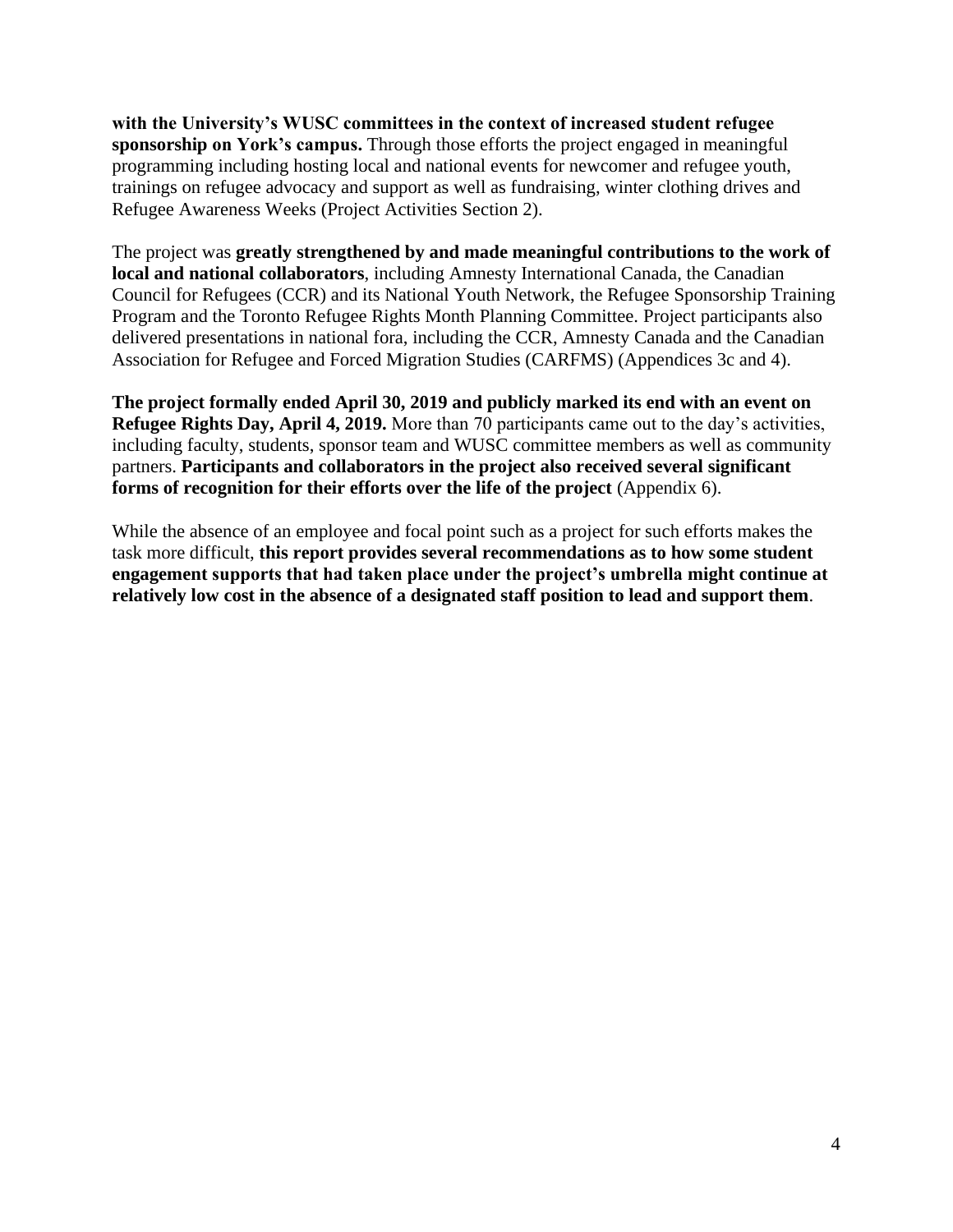**with the University's WUSC committees in the context of increased student refugee sponsorship on York's campus.** Through those efforts the project engaged in meaningful programming including hosting local and national events for newcomer and refugee youth, trainings on refugee advocacy and support as well as fundraising, winter clothing drives and Refugee Awareness Weeks (Project Activities Section 2).

The project was **greatly strengthened by and made meaningful contributions to the work of local and national collaborators**, including Amnesty International Canada, the Canadian Council for Refugees (CCR) and its National Youth Network, the Refugee Sponsorship Training Program and the Toronto Refugee Rights Month Planning Committee. Project participants also delivered presentations in national fora, including the CCR, Amnesty Canada and the Canadian Association for Refugee and Forced Migration Studies (CARFMS) (Appendices 3c and 4).

**The project formally ended April 30, 2019 and publicly marked its end with an event on Refugee Rights Day, April 4, 2019.** More than 70 participants came out to the day's activities, including faculty, students, sponsor team and WUSC committee members as well as community partners. **Participants and collaborators in the project also received several significant forms of recognition for their efforts over the life of the project** (Appendix 6).

While the absence of an employee and focal point such as a project for such efforts makes the task more difficult, **this report provides several recommendations as to how some student engagement supports that had taken place under the project's umbrella might continue at relatively low cost in the absence of a designated staff position to lead and support them**.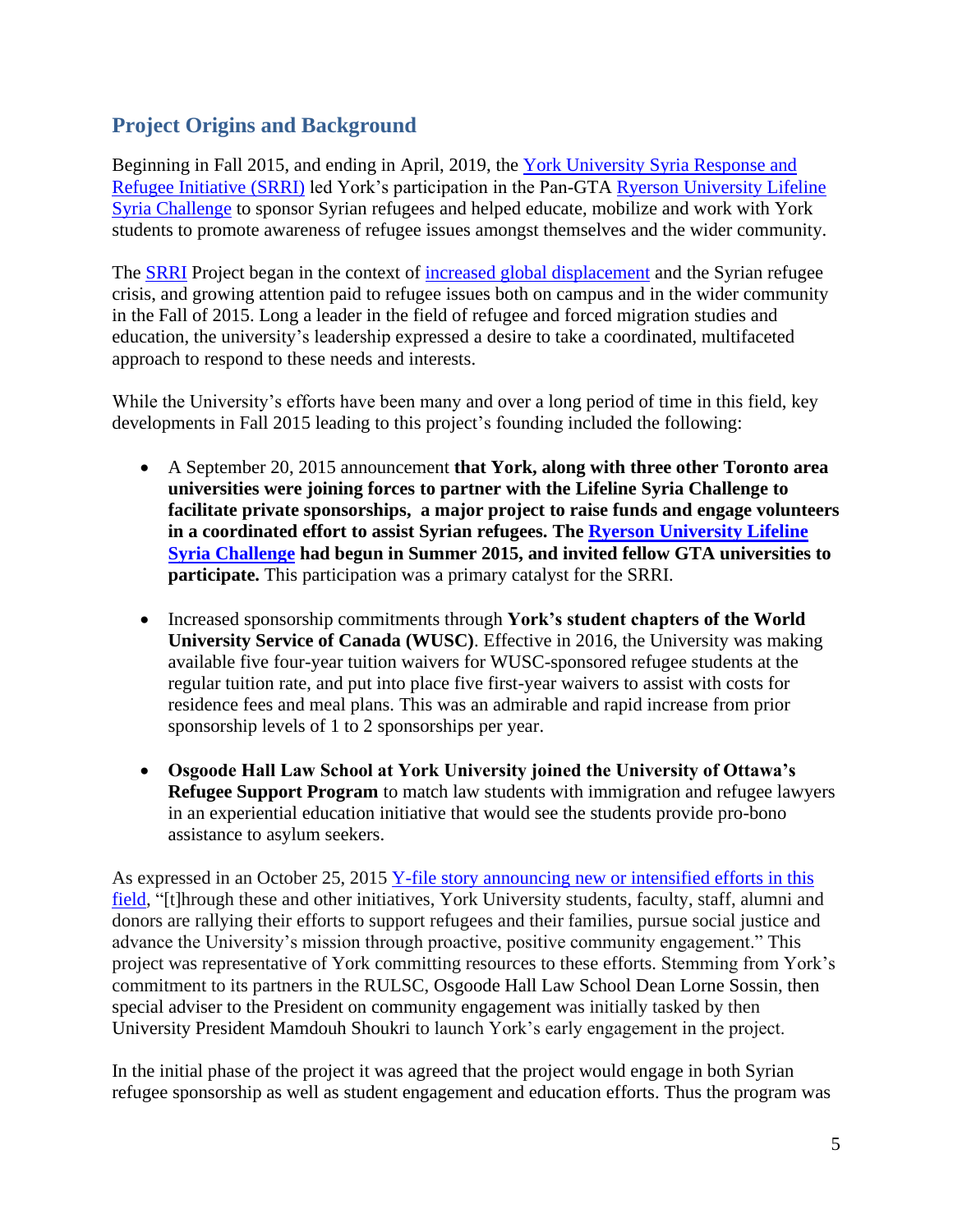## Project Origins and Background

Beginning in Fall 2015, and ending in April, 2019, the York University Syria Response and Refugee Initiative (SRRI) led York's participation in the Pan-GTA Ryerson University Lifeline Syria Challenge to sponsor Syrian refugees and helped educate, mobilize and work with York students to promote awareness of refugee issues amongst themselves and the wider community.

The SRRI Project began in the context of increased global displacement and the Syrian refugee crisis, and growing attention paid to refugee issues both on campus and in the wider community in the Fall of 2015. Long a leader in the field of refugee and forced migration studies and education, the university's leadership expressed a desire to take a coordinated, multifaceted approach to respond to these needs and interests.

While the University's efforts have been many and over a long period of time in this field, key developments in Fall 2015 leading to this project's founding included the following:

- A September 20, 2015 announcement **that York, along with three other Toronto area universities were joining forces to partner with the Lifeline Syria Challenge to facilitate private sponsorships, a major project to raise funds and engage volunteers in a coordinated effort to assist Syrian refugees. The Ryerson University Lifeline Syria Challenge had begun in Summer 2015, and invited fellow GTA universities to participate.** This participation was a primary catalyst for the SRRI.
- Increased sponsorship commitments through **York's student chapters of the World University Service of Canada (WUSC)**. Effective in 2016, the University was making available five four-year tuition waivers for WUSC-sponsored refugee students at the regular tuition rate, and put into place five first-year waivers to assist with costs for residence fees and meal plans. This was an admirable and rapid increase from prior sponsorship levels of 1 to 2 sponsorships per year.
- **Osgoode Hall Law School at York University joined the University of Ottawa's Refugee Support Program** to match law students with immigration and refugee lawyers in an experiential education initiative that would see the students provide pro-bono assistance to asylum seekers.

As expressed in an October 25, 2015 Y-file story announcing new or intensified efforts in this field, "[t]hrough these and other initiatives, York University students, faculty, staff, alumni and donors are rallying their efforts to support refugees and their families, pursue social justice and advance the University's mission through proactive, positive community engagement." This project was representative of York committing resources to these efforts. Stemming from York's commitment to its partners in the RULSC, Osgoode Hall Law School Dean Lorne Sossin, then special adviser to the President on community engagement was initially tasked by then University President Mamdouh Shoukri to launch York's early engagement in the project.

In the initial phase of the project it was agreed that the project would engage in both Syrian refugee sponsorship as well as student engagement and education efforts. Thus the program was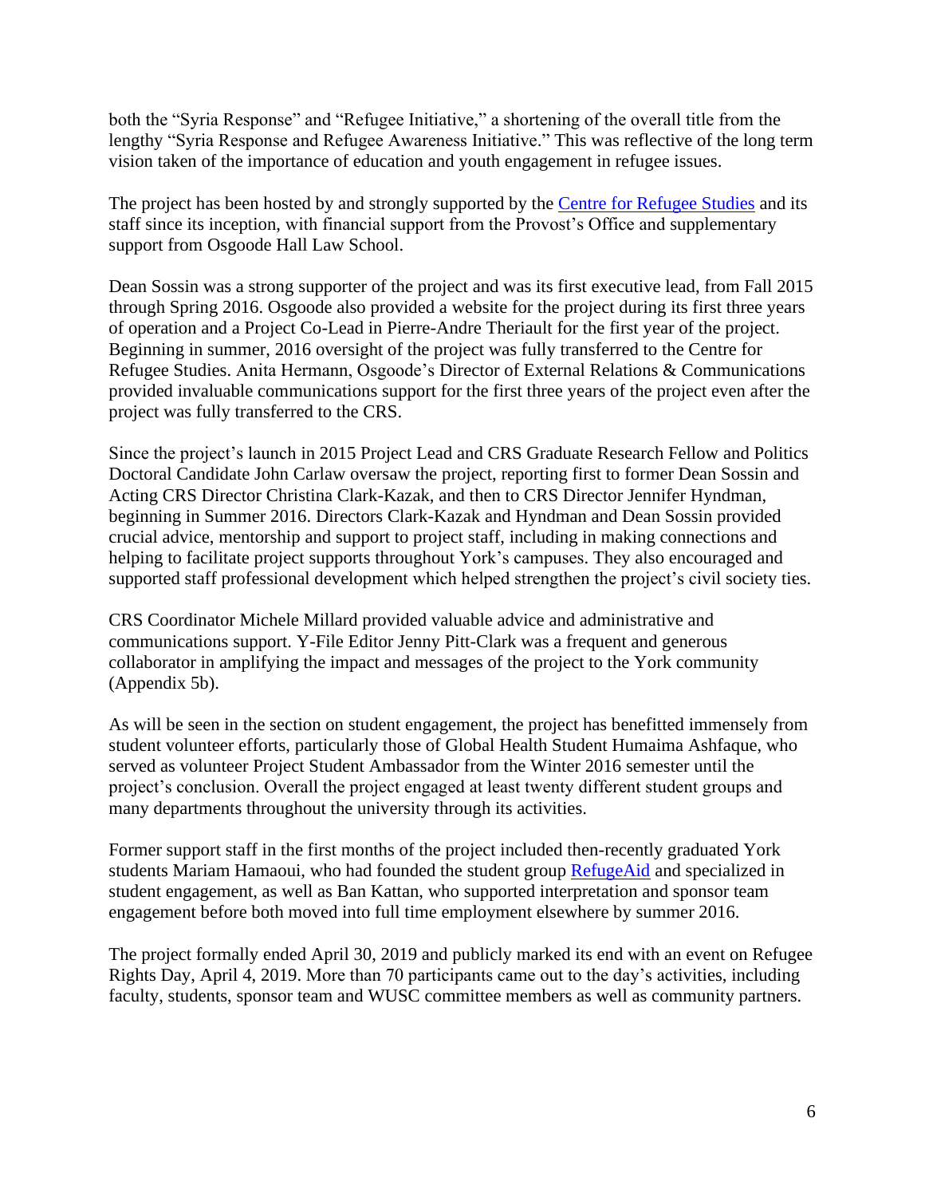both the "Syria Response" and "Refugee Initiative," a shortening of the overall title from the lengthy "Syria Response and Refugee Awareness Initiative." This was reflective of the long term vision taken of the importance of education and youth engagement in refugee issues.

The project has been hosted by and strongly supported by the [Centre for Refugee Studies]() and its staff since its inception, with financial support from the Provost's Office and supplementary support from Osgoode Hall Law School.

Dean Sossin was a strong supporter of the project and was its first executive lead, from Fall 2015 through Spring 2016. Osgoode also provided a website for the project during its first three years of operation and a Project Co-Lead in Pierre-Andre Theriault for the first year of the project. Beginning in summer, 2016 oversight of the project was fully transferred to the Centre for Refugee Studies. Anita Hermann, Osgoode's Director of External Relations & Communications provided invaluable communications support for the first three years of the project even after the project was fully transferred to the CRS.

Since the project's launch in 2015 Project Lead and CRS Graduate Research Fellow and Politics Doctoral Candidate John Carlaw oversaw the project, reporting first to former Dean Sossin and Acting CRS Director Christina Clark-Kazak, and then to CRS Director Jennifer Hyndman, beginning in Summer 2016. Directors Clark-Kazak and Hyndman and Dean Sossin provided crucial advice, mentorship and support to project staff, including in making connections and helping to facilitate project supports throughout York's campuses. They also encouraged and supported staff professional development which helped strengthen the project's civil society ties.

CRS Coordinator Michele Millard provided valuable advice and administrative and communications support. Y-File Editor Jenny Pitt-Clark was a frequent and generous collaborator in amplifying the impact and messages of the project to the York community (Appendix 5b).

As will be seen in the section on student engagement, the project has benefitted immensely from student volunteer efforts, particularly those of Global Health Student Humaima Ashfaque, who served as volunteer Project Student Ambassador from the Winter 2016 semester until the project's conclusion. Overall the project engaged at least twenty different student groups and many departments throughout the university through its activities.

Former support staff in the first months of the project included then-recently graduated York students Mariam Hamaoui, who had founded the student group [RefugeAid]() and specialized in student engagement, as well as Ban Kattan, who supported interpretation and sponsor team engagement before both moved into full time employment elsewhere by summer 2016.

The project formally ended April 30, 2019 and publicly marked its end with an event on Refugee Rights Day, April 4, 2019. More than 70 participants came out to the day's activities, including faculty, students, sponsor team and WUSC committee members as well as community partners.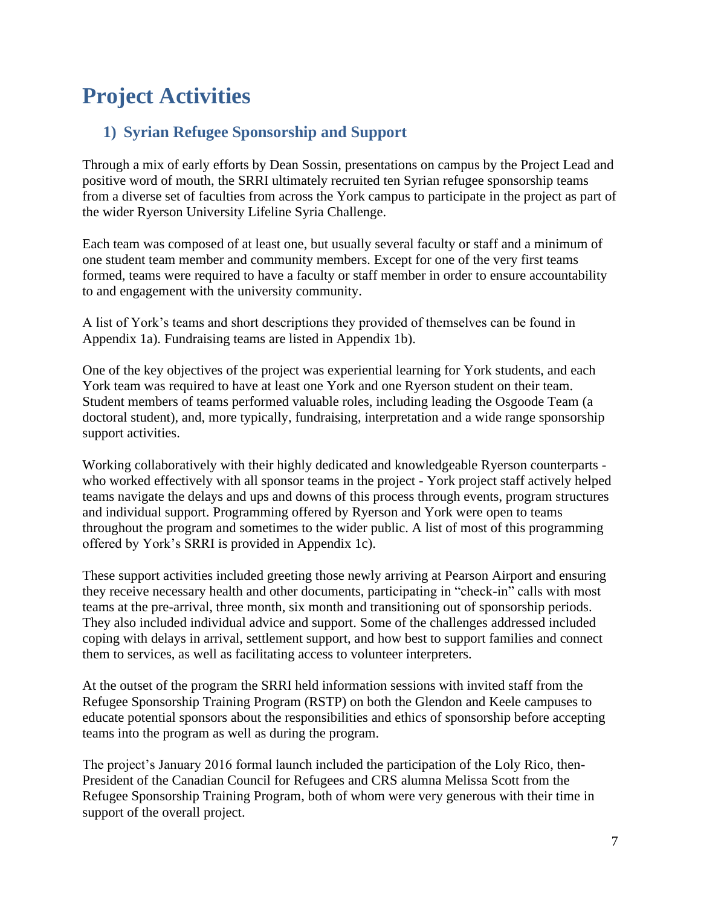# Project Activities

## 1) Syrian Refugee Sponsorship and Support

Through a mix of early efforts by Dean Sossin, presentations on campus by the Project Lead and positive word of mouth, the SRRI ultimately recruited ten Syrian refugee sponsorship teams from a diverse set of faculties from across the York campus to participate in the project as part of the wider Ryerson University Lifeline Syria Challenge.

Each team was composed of at least one, but usually several faculty or staff and a minimum of one student team member and community members. Except for one of the very first teams formed, teams were required to have a faculty or staff member in order to ensure accountability to and engagement with the university community.

A list of York's teams and short descriptions they provided of themselves can be found in Appendix 1a). Fundraising teams are listed in Appendix 1b).

One of the key objectives of the project was experiential learning for York students, and each York team was required to have at least one York and one Ryerson student on their team. Student members of teams performed valuable roles, including leading the Osgoode Team (a doctoral student), and, more typically, fundraising, interpretation and a wide range sponsorship support activities.

Working collaboratively with their highly dedicated and knowledgeable Ryerson counterparts - who worked effectively with all sponsor teams in the project - York project staff actively helped teams navigate the delays and ups and downs of this process through events, program structures and individual support. Programming offered by Ryerson and York were open to teams throughout the program and sometimes to the wider public. A list of most of this programming offered by York's SRRI is provided in Appendix 1c).

These support activities included greeting those newly arriving at Pearson Airport and ensuring they receive necessary health and other documents, participating in "check-in" calls with most teams at the pre-arrival, three month, six month and transitioning out of sponsorship periods. They also included individual advice and support. Some of the challenges addressed included coping with delays in arrival, settlement support, and how best to support families and connect them to services, as well as facilitating access to volunteer interpreters.

At the outset of the program the SRRI held information sessions with invited staff from the Refugee Sponsorship Training Program (RSTP) on both the Glendon and Keele campuses to educate potential sponsors about the responsibilities and ethics of sponsorship before accepting teams into the program as well as during the program.

The project's January 2016 formal launch included the participation of the Loly Rico, then-President of the Canadian Council for Refugees and CRS alumna Melissa Scott from the Refugee Sponsorship Training Program, both of whom were very generous with their time in support of the overall project.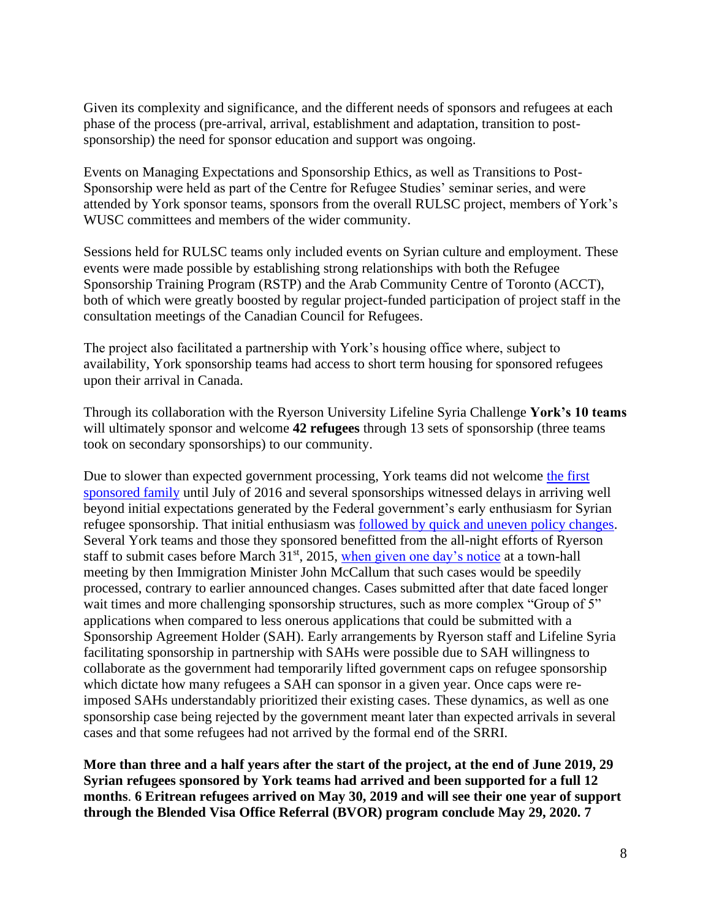Given its complexity and significance, and the different needs of sponsors and refugees at each phase of the process (pre-arrival, arrival, establishment and adaptation, transition to post-sponsorship) the need for sponsor education and support was ongoing.

Events on Managing Expectations and Sponsorship Ethics, as well as Transitions to Post-Sponsorship were held as part of the Centre for Refugee Studies' seminar series, and were attended by York sponsor teams, sponsors from the overall RULSC project, members of York's WUSC committees and members of the wider community.

Sessions held for RULSC teams only included events on Syrian culture and employment. These events were made possible by establishing strong relationships with both the Refugee Sponsorship Training Program (RSTP) and the Arab Community Centre of Toronto (ACCT), both of which were greatly boosted by regular project-funded participation of project staff in the consultation meetings of the Canadian Council for Refugees.

The project also facilitated a partnership with York's housing office where, subject to availability, York sponsorship teams had access to short term housing for sponsored refugees upon their arrival in Canada.

Through its collaboration with the Ryerson University Lifeline Syria Challenge **York's 10 teams** will ultimately sponsor and welcome **42 refugees** through 13 sets of sponsorship (three teams took on secondary sponsorships) to our community.

Due to slower than expected government processing, York teams did not welcome the first sponsored family until July of 2016 and several sponsorships witnessed delays in arriving well beyond initial expectations generated by the Federal government's early enthusiasm for Syrian refugee sponsorship. That initial enthusiasm was followed by quick and uneven policy changes. Several York teams and those they sponsored benefitted from the all-night efforts of Ryerson staff to submit cases before March 31st, 2015, when given one day's notice at a town-hall meeting by then Immigration Minister John McCallum that such cases would be speedily processed, contrary to earlier announced changes. Cases submitted after that date faced longer wait times and more challenging sponsorship structures, such as more complex "Group of 5" applications when compared to less onerous applications that could be submitted with a Sponsorship Agreement Holder (SAH). Early arrangements by Ryerson staff and Lifeline Syria facilitating sponsorship in partnership with SAHs were possible due to SAH willingness to collaborate as the government had temporarily lifted government caps on refugee sponsorship which dictate how many refugees a SAH can sponsor in a given year. Once caps were re-imposed SAHs understandably prioritized their existing cases. These dynamics, as well as one sponsorship case being rejected by the government meant later than expected arrivals in several cases and that some refugees had not arrived by the formal end of the SRRI.

**More than three and a half years after the start of the project, at the end of June 2019, 29 Syrian refugees sponsored by York teams had arrived and been supported for a full 12 months**. **6 Eritrean refugees arrived on May 30, 2019 and will see their one year of support through the Blended Visa Office Referral (BVOR) program conclude May 29, 2020. 7**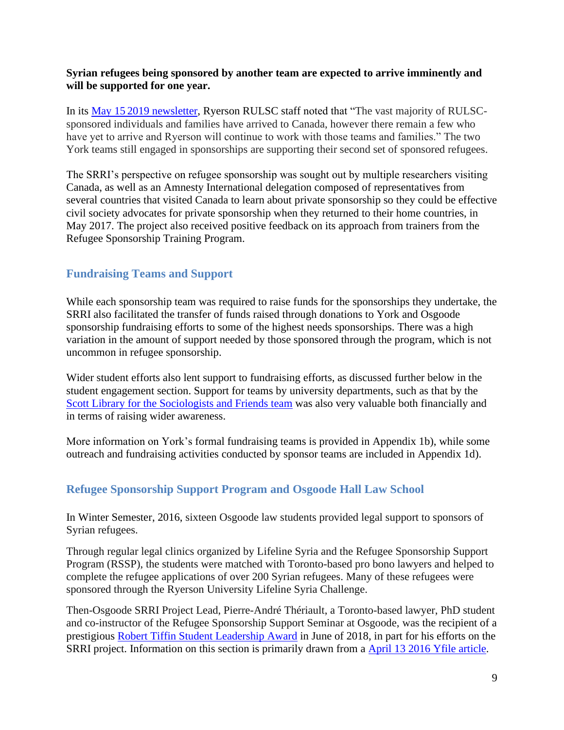**Syrian refugees being sponsored by another team are expected to arrive imminently and will be supported for one year.**

In its [May 15 2019 newsletter](), Ryerson RULSC staff noted that "The vast majority of RULSC-sponsored individuals and families have arrived to Canada, however there remain a few who have yet to arrive and Ryerson will continue to work with those teams and families." The two York teams still engaged in sponsorships are supporting their second set of sponsored refugees.

The SRRI's perspective on refugee sponsorship was sought out by multiple researchers visiting Canada, as well as an Amnesty International delegation composed of representatives from several countries that visited Canada to learn about private sponsorship so they could be effective civil society advocates for private sponsorship when they returned to their home countries, in May 2017. The project also received positive feedback on its approach from trainers from the Refugee Sponsorship Training Program.

## Fundraising Teams and Support

While each sponsorship team was required to raise funds for the sponsorships they undertake, the SRRI also facilitated the transfer of funds raised through donations to York and Osgoode sponsorship fundraising efforts to some of the highest needs sponsorships. There was a high variation in the amount of support needed by those sponsored through the program, which is not uncommon in refugee sponsorship.

Wider student efforts also lent support to fundraising efforts, as discussed further below in the student engagement section. Support for teams by university departments, such as that by the [Scott Library for the Sociologists and Friends team]() was also very valuable both financially and in terms of raising wider awareness.

More information on York's formal fundraising teams is provided in Appendix 1b), while some outreach and fundraising activities conducted by sponsor teams are included in Appendix 1d).

## Refugee Sponsorship Support Program and Osgoode Hall Law School

In Winter Semester, 2016, sixteen Osgoode law students provided legal support to sponsors of Syrian refugees.

Through regular legal clinics organized by Lifeline Syria and the Refugee Sponsorship Support Program (RSSP), the students were matched with Toronto-based pro bono lawyers and helped to complete the refugee applications of over 200 Syrian refugees. Many of these refugees were sponsored through the Ryerson University Lifeline Syria Challenge.

Then-Osgoode SRRI Project Lead, Pierre-André Thériault, a Toronto-based lawyer, PhD student and co-instructor of the Refugee Sponsorship Support Seminar at Osgoode, was the recipient of a prestigious [Robert Tiffin Student Leadership Award]() in June of 2018, in part for his efforts on the SRRI project. Information on this section is primarily drawn from a [April 13 2016 Yfile article]().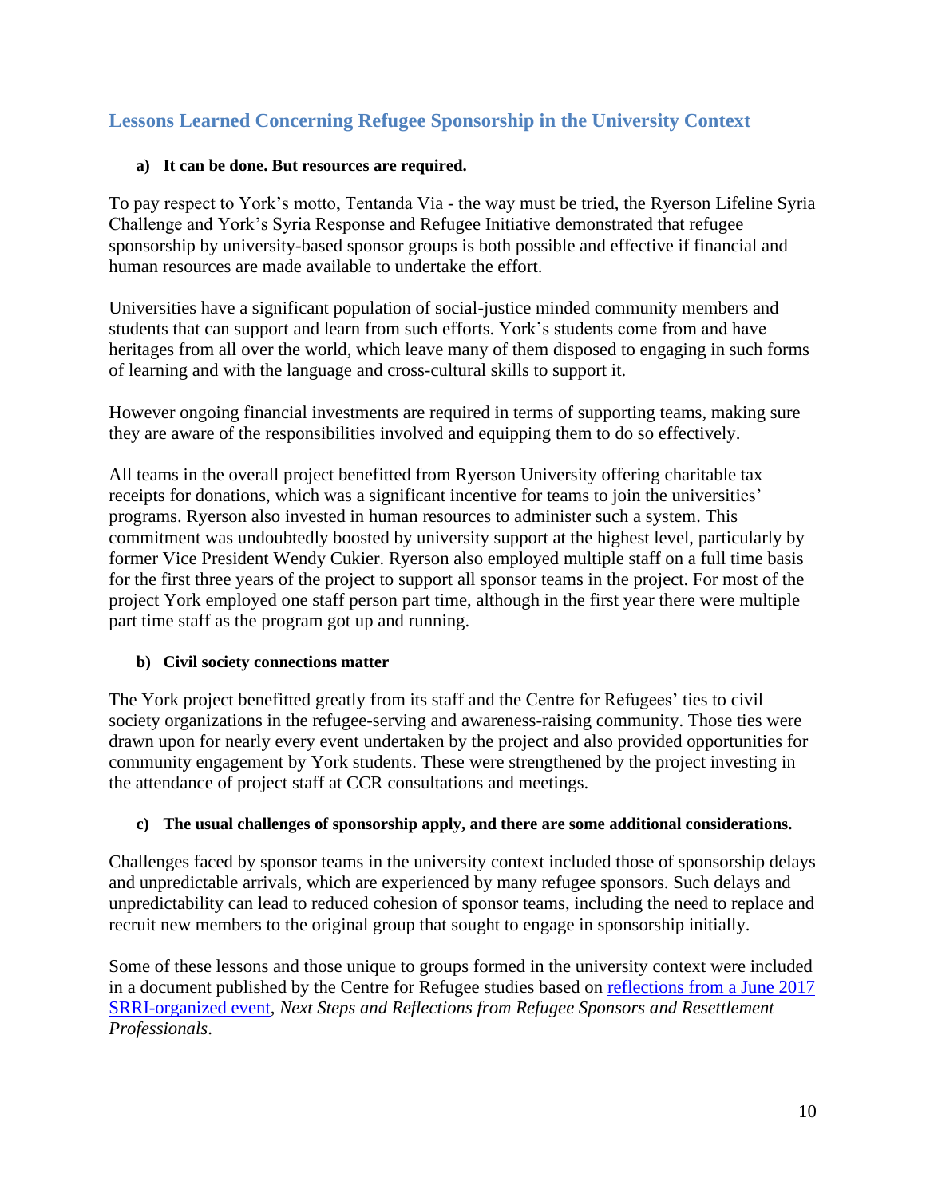## Lessons Learned Concerning Refugee Sponsorship in the University Context

**a) It can be done. But resources are required.**

To pay respect to York's motto, Tentanda Via - the way must be tried, the Ryerson Lifeline Syria Challenge and York's Syria Response and Refugee Initiative demonstrated that refugee sponsorship by university-based sponsor groups is both possible and effective if financial and human resources are made available to undertake the effort.

Universities have a significant population of social-justice minded community members and students that can support and learn from such efforts. York's students come from and have heritages from all over the world, which leave many of them disposed to engaging in such forms of learning and with the language and cross-cultural skills to support it.

However ongoing financial investments are required in terms of supporting teams, making sure they are aware of the responsibilities involved and equipping them to do so effectively.

All teams in the overall project benefitted from Ryerson University offering charitable tax receipts for donations, which was a significant incentive for teams to join the universities' programs. Ryerson also invested in human resources to administer such a system. This commitment was undoubtedly boosted by university support at the highest level, particularly by former Vice President Wendy Cukier. Ryerson also employed multiple staff on a full time basis for the first three years of the project to support all sponsor teams in the project. For most of the project York employed one staff person part time, although in the first year there were multiple part time staff as the program got up and running.

**b) Civil society connections matter**

The York project benefitted greatly from its staff and the Centre for Refugees' ties to civil society organizations in the refugee-serving and awareness-raising community. Those ties were drawn upon for nearly every event undertaken by the project and also provided opportunities for community engagement by York students. These were strengthened by the project investing in the attendance of project staff at CCR consultations and meetings.

**c) The usual challenges of sponsorship apply, and there are some additional considerations.**

Challenges faced by sponsor teams in the university context included those of sponsorship delays and unpredictable arrivals, which are experienced by many refugee sponsors. Such delays and unpredictability can lead to reduced cohesion of sponsor teams, including the need to replace and recruit new members to the original group that sought to engage in sponsorship initially.

Some of these lessons and those unique to groups formed in the university context were included in a document published by the Centre for Refugee studies based on reflections from a June 2017 SRRI-organized event, *Next Steps and Reflections from Refugee Sponsors and Resettlement Professionals*.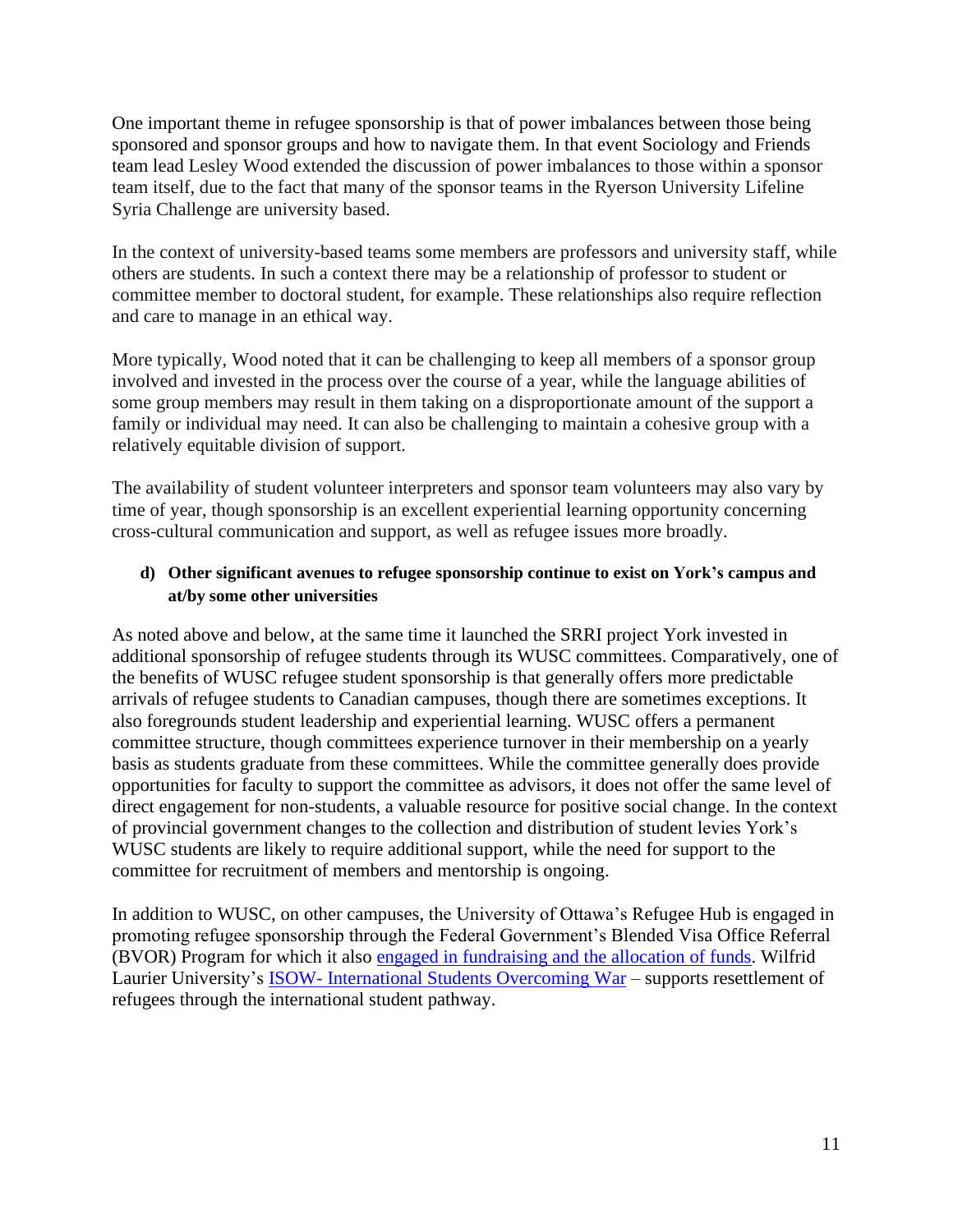One important theme in refugee sponsorship is that of power imbalances between those being sponsored and sponsor groups and how to navigate them. In that event Sociology and Friends team lead Lesley Wood extended the discussion of power imbalances to those within a sponsor team itself, due to the fact that many of the sponsor teams in the Ryerson University Lifeline Syria Challenge are university based.

In the context of university-based teams some members are professors and university staff, while others are students. In such a context there may be a relationship of professor to student or committee member to doctoral student, for example. These relationships also require reflection and care to manage in an ethical way.

More typically, Wood noted that it can be challenging to keep all members of a sponsor group involved and invested in the process over the course of a year, while the language abilities of some group members may result in them taking on a disproportionate amount of the support a family or individual may need. It can also be challenging to maintain a cohesive group with a relatively equitable division of support.

The availability of student volunteer interpreters and sponsor team volunteers may also vary by time of year, though sponsorship is an excellent experiential learning opportunity concerning cross-cultural communication and support, as well as refugee issues more broadly.

**d) Other significant avenues to refugee sponsorship continue to exist on York's campus and at/by some other universities**

As noted above and below, at the same time it launched the SRRI project York invested in additional sponsorship of refugee students through its WUSC committees. Comparatively, one of the benefits of WUSC refugee student sponsorship is that generally offers more predictable arrivals of refugee students to Canadian campuses, though there are sometimes exceptions. It also foregrounds student leadership and experiential learning. WUSC offers a permanent committee structure, though committees experience turnover in their membership on a yearly basis as students graduate from these committees. While the committee generally does provide opportunities for faculty to support the committee as advisors, it does not offer the same level of direct engagement for non-students, a valuable resource for positive social change. In the context of provincial government changes to the collection and distribution of student levies York's WUSC students are likely to require additional support, while the need for support to the committee for recruitment of members and mentorship is ongoing.

In addition to WUSC, on other campuses, the University of Ottawa's Refugee Hub is engaged in promoting refugee sponsorship through the Federal Government's Blended Visa Office Referral (BVOR) Program for which it also engaged in fundraising and the allocation of funds. Wilfrid Laurier University's ISOW- International Students Overcoming War – supports resettlement of refugees through the international student pathway.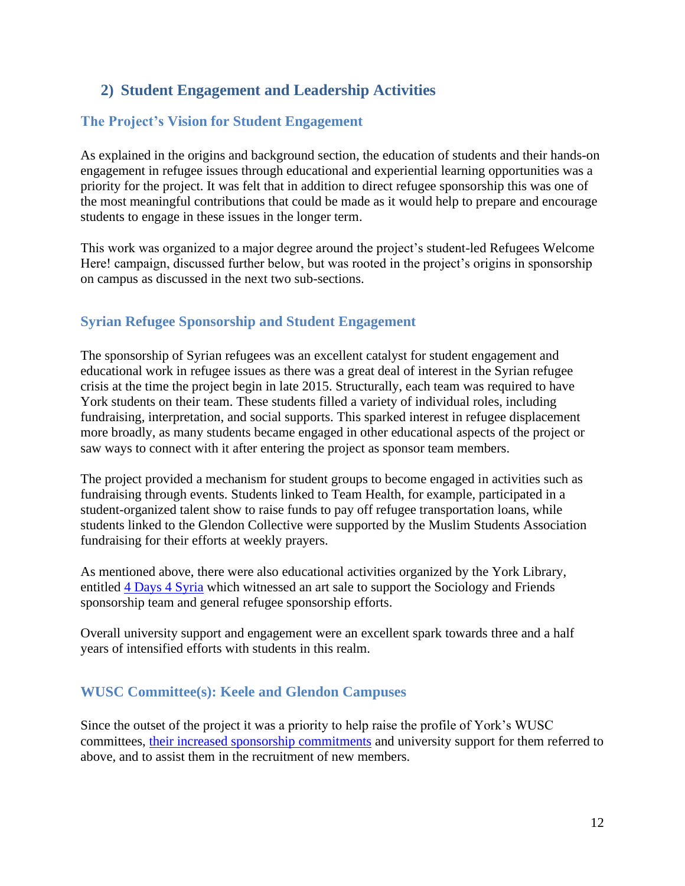## 2) Student Engagement and Leadership Activities

### The Project's Vision for Student Engagement

As explained in the origins and background section, the education of students and their hands-on engagement in refugee issues through educational and experiential learning opportunities was a priority for the project. It was felt that in addition to direct refugee sponsorship this was one of the most meaningful contributions that could be made as it would help to prepare and encourage students to engage in these issues in the longer term.

This work was organized to a major degree around the project's student-led Refugees Welcome Here! campaign, discussed further below, but was rooted in the project's origins in sponsorship on campus as discussed in the next two sub-sections.

### Syrian Refugee Sponsorship and Student Engagement

The sponsorship of Syrian refugees was an excellent catalyst for student engagement and educational work in refugee issues as there was a great deal of interest in the Syrian refugee crisis at the time the project begin in late 2015. Structurally, each team was required to have York students on their team. These students filled a variety of individual roles, including fundraising, interpretation, and social supports. This sparked interest in refugee displacement more broadly, as many students became engaged in other educational aspects of the project or saw ways to connect with it after entering the project as sponsor team members.

The project provided a mechanism for student groups to become engaged in activities such as fundraising through events. Students linked to Team Health, for example, participated in a student-organized talent show to raise funds to pay off refugee transportation loans, while students linked to the Glendon Collective were supported by the Muslim Students Association fundraising for their efforts at weekly prayers.

As mentioned above, there were also educational activities organized by the York Library, entitled 4 Days 4 Syria which witnessed an art sale to support the Sociology and Friends sponsorship team and general refugee sponsorship efforts.

Overall university support and engagement were an excellent spark towards three and a half years of intensified efforts with students in this realm.

### WUSC Committee(s): Keele and Glendon Campuses

Since the outset of the project it was a priority to help raise the profile of York's WUSC committees, their increased sponsorship commitments and university support for them referred to above, and to assist them in the recruitment of new members.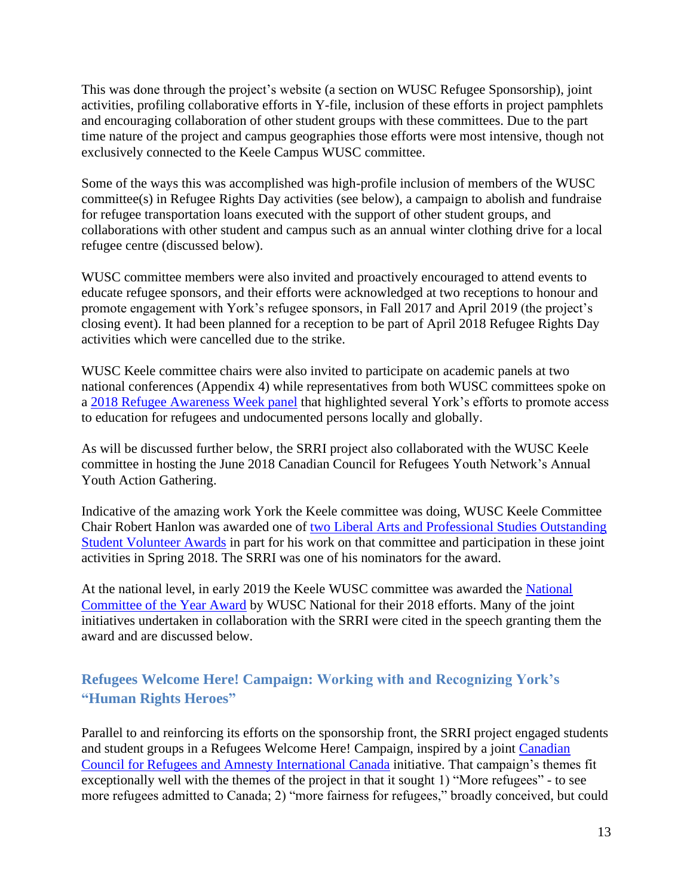This was done through the project's website (a section on WUSC Refugee Sponsorship), joint activities, profiling collaborative efforts in Y-file, inclusion of these efforts in project pamphlets and encouraging collaboration of other student groups with these committees. Due to the part time nature of the project and campus geographies those efforts were most intensive, though not exclusively connected to the Keele Campus WUSC committee.

Some of the ways this was accomplished was high-profile inclusion of members of the WUSC committee(s) in Refugee Rights Day activities (see below), a campaign to abolish and fundraise for refugee transportation loans executed with the support of other student groups, and collaborations with other student and campus such as an annual winter clothing drive for a local refugee centre (discussed below).

WUSC committee members were also invited and proactively encouraged to attend events to educate refugee sponsors, and their efforts were acknowledged at two receptions to honour and promote engagement with York's refugee sponsors, in Fall 2017 and April 2019 (the project's closing event). It had been planned for a reception to be part of April 2018 Refugee Rights Day activities which were cancelled due to the strike.

WUSC Keele committee chairs were also invited to participate on academic panels at two national conferences (Appendix 4) while representatives from both WUSC committees spoke on a [2018 Refugee Awareness Week panel] that highlighted several York's efforts to promote access to education for refugees and undocumented persons locally and globally.

As will be discussed further below, the SRRI project also collaborated with the WUSC Keele committee in hosting the June 2018 Canadian Council for Refugees Youth Network's Annual Youth Action Gathering.

Indicative of the amazing work York the Keele committee was doing, WUSC Keele Committee Chair Robert Hanlon was awarded one of [two Liberal Arts and Professional Studies Outstanding Student Volunteer Awards] in part for his work on that committee and participation in these joint activities in Spring 2018. The SRRI was one of his nominators for the award.

At the national level, in early 2019 the Keele WUSC committee was awarded the [National Committee of the Year Award] by WUSC National for their 2018 efforts. Many of the joint initiatives undertaken in collaboration with the SRRI were cited in the speech granting them the award and are discussed below.

## Refugees Welcome Here! Campaign: Working with and Recognizing York's "Human Rights Heroes"

Parallel to and reinforcing its efforts on the sponsorship front, the SRRI project engaged students and student groups in a Refugees Welcome Here! Campaign, inspired by a joint [Canadian Council for Refugees and Amnesty International Canada] initiative. That campaign's themes fit exceptionally well with the themes of the project in that it sought 1) "More refugees" - to see more refugees admitted to Canada; 2) "more fairness for refugees," broadly conceived, but could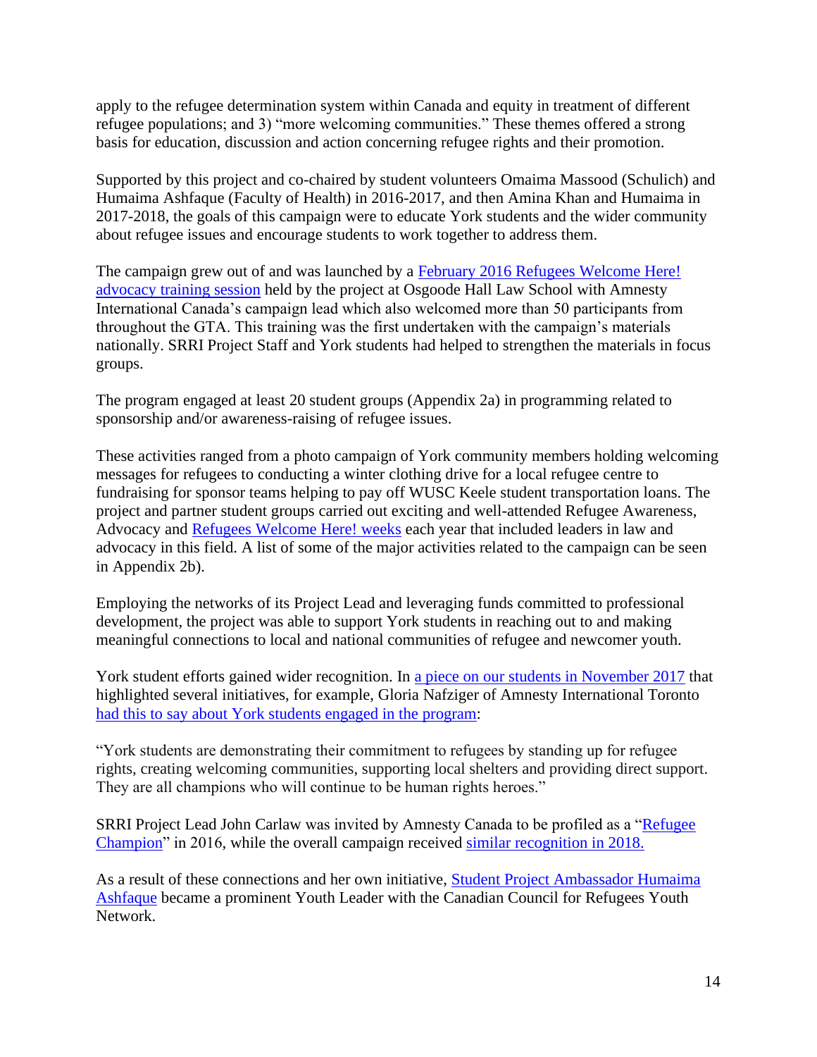apply to the refugee determination system within Canada and equity in treatment of different refugee populations; and 3) "more welcoming communities." These themes offered a strong basis for education, discussion and action concerning refugee rights and their promotion.

Supported by this project and co-chaired by student volunteers Omaima Massood (Schulich) and Humaima Ashfaque (Faculty of Health) in 2016-2017, and then Amina Khan and Humaima in 2017-2018, the goals of this campaign were to educate York students and the wider community about refugee issues and encourage students to work together to address them.

The campaign grew out of and was launched by a February 2016 Refugees Welcome Here! advocacy training session held by the project at Osgoode Hall Law School with Amnesty International Canada's campaign lead which also welcomed more than 50 participants from throughout the GTA. This training was the first undertaken with the campaign's materials nationally. SRRI Project Staff and York students had helped to strengthen the materials in focus groups.

The program engaged at least 20 student groups (Appendix 2a) in programming related to sponsorship and/or awareness-raising of refugee issues.

These activities ranged from a photo campaign of York community members holding welcoming messages for refugees to conducting a winter clothing drive for a local refugee centre to fundraising for sponsor teams helping to pay off WUSC Keele student transportation loans. The project and partner student groups carried out exciting and well-attended Refugee Awareness, Advocacy and Refugees Welcome Here! weeks each year that included leaders in law and advocacy in this field. A list of some of the major activities related to the campaign can be seen in Appendix 2b).

Employing the networks of its Project Lead and leveraging funds committed to professional development, the project was able to support York students in reaching out to and making meaningful connections to local and national communities of refugee and newcomer youth.

York student efforts gained wider recognition. In a piece on our students in November 2017 that highlighted several initiatives, for example, Gloria Nafziger of Amnesty International Toronto had this to say about York students engaged in the program:

"York students are demonstrating their commitment to refugees by standing up for refugee rights, creating welcoming communities, supporting local shelters and providing direct support. They are all champions who will continue to be human rights heroes."

SRRI Project Lead John Carlaw was invited by Amnesty Canada to be profiled as a "Refugee Champion" in 2016, while the overall campaign received similar recognition in 2018.

As a result of these connections and her own initiative, Student Project Ambassador Humaima Ashfaque became a prominent Youth Leader with the Canadian Council for Refugees Youth Network.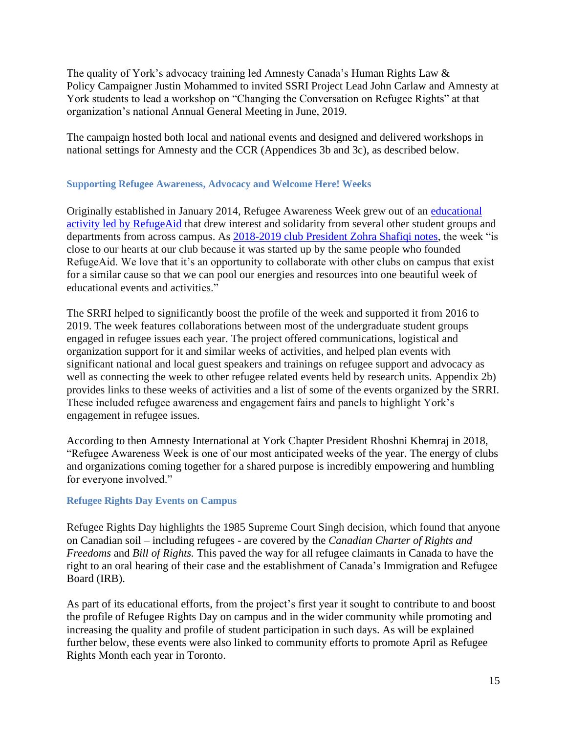The quality of York's advocacy training led Amnesty Canada's Human Rights Law & Policy Campaigner Justin Mohammed to invited SSRI Project Lead John Carlaw and Amnesty at York students to lead a workshop on "Changing the Conversation on Refugee Rights" at that organization's national Annual General Meeting in June, 2019.

The campaign hosted both local and national events and designed and delivered workshops in national settings for Amnesty and the CCR (Appendices 3b and 3c), as described below.

### Supporting Refugee Awareness, Advocacy and Welcome Here! Weeks

Originally established in January 2014, Refugee Awareness Week grew out of an educational activity led by RefugeAid that drew interest and solidarity from several other student groups and departments from across campus. As 2018-2019 club President Zohra Shafiqi notes, the week "is close to our hearts at our club because it was started up by the same people who founded RefugeAid. We love that it's an opportunity to collaborate with other clubs on campus that exist for a similar cause so that we can pool our energies and resources into one beautiful week of educational events and activities."

The SRRI helped to significantly boost the profile of the week and supported it from 2016 to 2019. The week features collaborations between most of the undergraduate student groups engaged in refugee issues each year. The project offered communications, logistical and organization support for it and similar weeks of activities, and helped plan events with significant national and local guest speakers and trainings on refugee support and advocacy as well as connecting the week to other refugee related events held by research units. Appendix 2b) provides links to these weeks of activities and a list of some of the events organized by the SRRI. These included refugee awareness and engagement fairs and panels to highlight York's engagement in refugee issues.

According to then Amnesty International at York Chapter President Rhoshni Khemraj in 2018, "Refugee Awareness Week is one of our most anticipated weeks of the year. The energy of clubs and organizations coming together for a shared purpose is incredibly empowering and humbling for everyone involved."

### Refugee Rights Day Events on Campus

Refugee Rights Day highlights the 1985 Supreme Court Singh decision, which found that anyone on Canadian soil – including refugees - are covered by the *Canadian Charter of Rights and Freedoms* and *Bill of Rights.* This paved the way for all refugee claimants in Canada to have the right to an oral hearing of their case and the establishment of Canada's Immigration and Refugee Board (IRB).

As part of its educational efforts, from the project's first year it sought to contribute to and boost the profile of Refugee Rights Day on campus and in the wider community while promoting and increasing the quality and profile of student participation in such days. As will be explained further below, these events were also linked to community efforts to promote April as Refugee Rights Month each year in Toronto.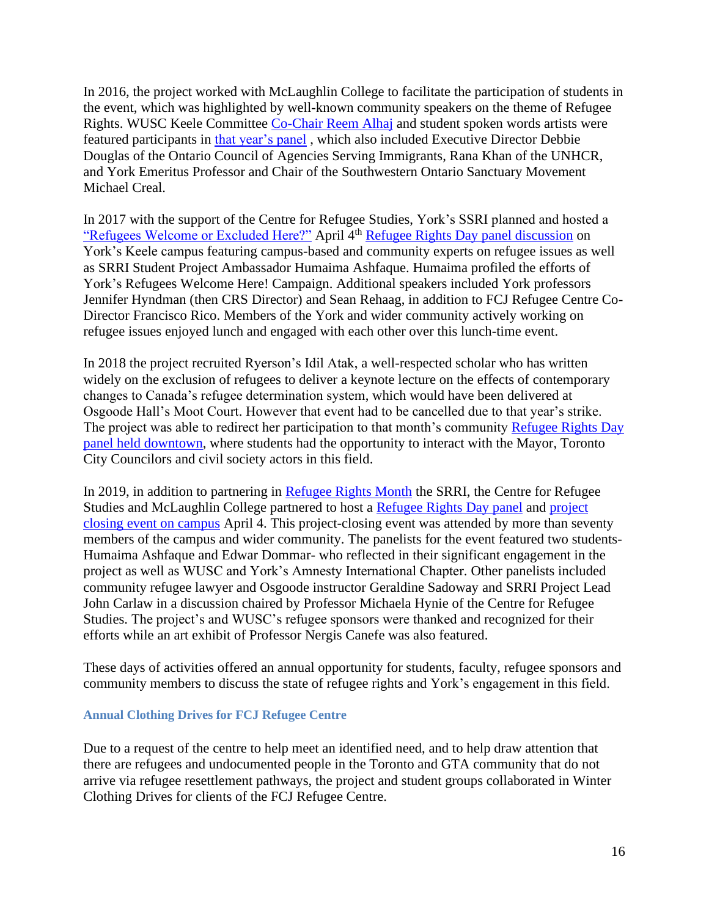In 2016, the project worked with McLaughlin College to facilitate the participation of students in the event, which was highlighted by well-known community speakers on the theme of Refugee Rights. WUSC Keele Committee Co-Chair Reem Alhaj and student spoken words artists were featured participants in that year's panel , which also included Executive Director Debbie Douglas of the Ontario Council of Agencies Serving Immigrants, Rana Khan of the UNHCR, and York Emeritus Professor and Chair of the Southwestern Ontario Sanctuary Movement Michael Creal.

In 2017 with the support of the Centre for Refugee Studies, York's SSRI planned and hosted a "Refugees Welcome or Excluded Here?" April 4th Refugee Rights Day panel discussion on York's Keele campus featuring campus-based and community experts on refugee issues as well as SRRI Student Project Ambassador Humaima Ashfaque. Humaima profiled the efforts of York's Refugees Welcome Here! Campaign. Additional speakers included York professors Jennifer Hyndman (then CRS Director) and Sean Rehaag, in addition to FCJ Refugee Centre Co-Director Francisco Rico. Members of the York and wider community actively working on refugee issues enjoyed lunch and engaged with each other over this lunch-time event.

In 2018 the project recruited Ryerson's Idil Atak, a well-respected scholar who has written widely on the exclusion of refugees to deliver a keynote lecture on the effects of contemporary changes to Canada's refugee determination system, which would have been delivered at Osgoode Hall's Moot Court. However that event had to be cancelled due to that year's strike. The project was able to redirect her participation to that month's community Refugee Rights Day panel held downtown, where students had the opportunity to interact with the Mayor, Toronto City Councilors and civil society actors in this field.

In 2019, in addition to partnering in Refugee Rights Month the SRRI, the Centre for Refugee Studies and McLaughlin College partnered to host a Refugee Rights Day panel and project closing event on campus April 4. This project-closing event was attended by more than seventy members of the campus and wider community. The panelists for the event featured two students- Humaima Ashfaque and Edwar Dommar- who reflected in their significant engagement in the project as well as WUSC and York's Amnesty International Chapter. Other panelists included community refugee lawyer and Osgoode instructor Geraldine Sadoway and SRRI Project Lead John Carlaw in a discussion chaired by Professor Michaela Hynie of the Centre for Refugee Studies. The project's and WUSC's refugee sponsors were thanked and recognized for their efforts while an art exhibit of Professor Nergis Canefe was also featured.

These days of activities offered an annual opportunity for students, faculty, refugee sponsors and community members to discuss the state of refugee rights and York's engagement in this field.

#### Annual Clothing Drives for FCJ Refugee Centre

Due to a request of the centre to help meet an identified need, and to help draw attention that there are refugees and undocumented people in the Toronto and GTA community that do not arrive via refugee resettlement pathways, the project and student groups collaborated in Winter Clothing Drives for clients of the FCJ Refugee Centre.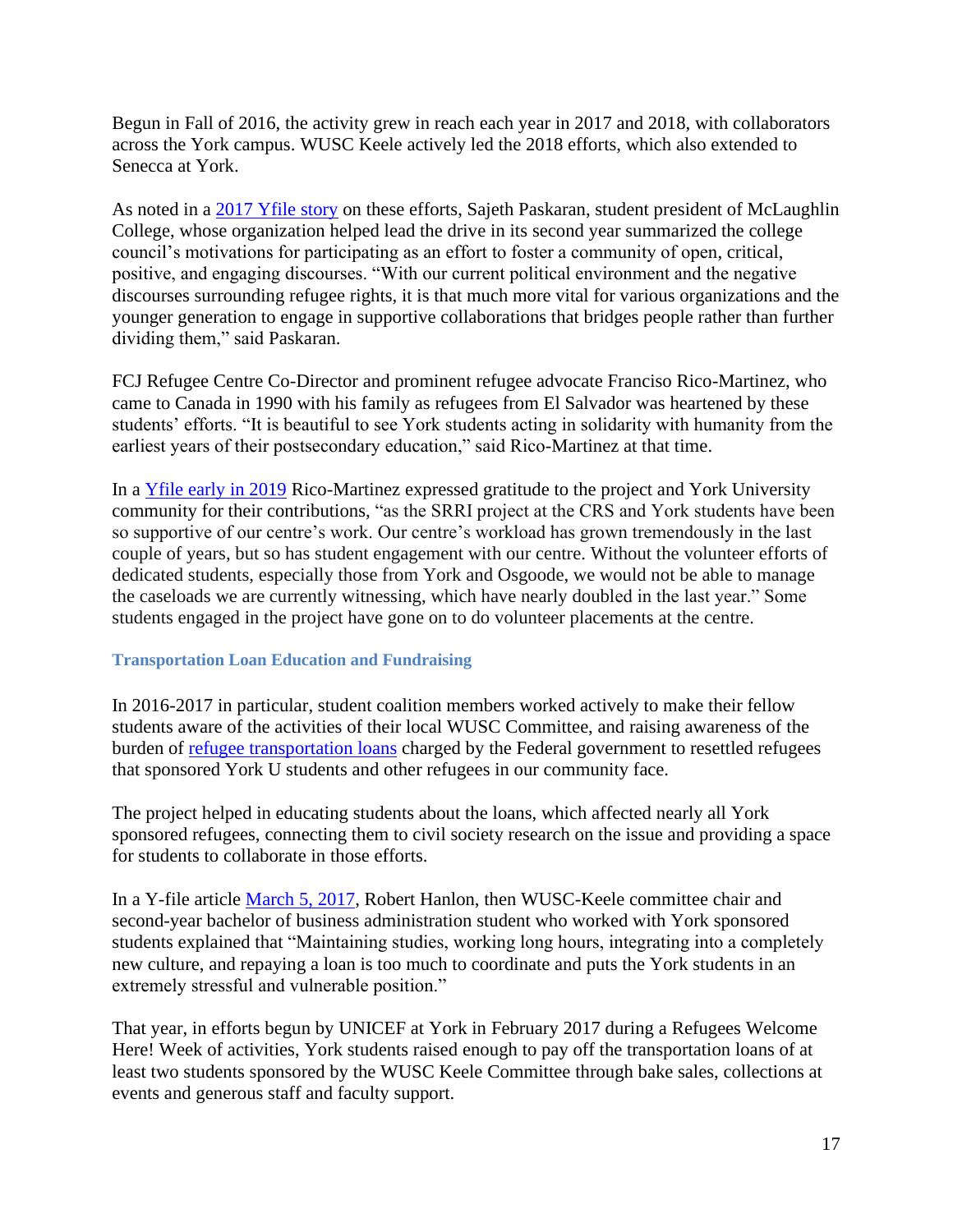Begun in Fall of 2016, the activity grew in reach each year in 2017 and 2018, with collaborators across the York campus. WUSC Keele actively led the 2018 efforts, which also extended to Senecca at York.

As noted in a [2017 Yfile story]() on these efforts, Sajeth Paskaran, student president of McLaughlin College, whose organization helped lead the drive in its second year summarized the college council's motivations for participating as an effort to foster a community of open, critical, positive, and engaging discourses. "With our current political environment and the negative discourses surrounding refugee rights, it is that much more vital for various organizations and the younger generation to engage in supportive collaborations that bridges people rather than further dividing them," said Paskaran.

FCJ Refugee Centre Co-Director and prominent refugee advocate Francisco Rico-Martinez, who came to Canada in 1990 with his family as refugees from El Salvador was heartened by these students' efforts. "It is beautiful to see York students acting in solidarity with humanity from the earliest years of their postsecondary education," said Rico-Martinez at that time.

In a [Yfile early in 2019]() Rico-Martinez expressed gratitude to the project and York University community for their contributions, "as the SRRI project at the CRS and York students have been so supportive of our centre's work. Our centre's workload has grown tremendously in the last couple of years, but so has student engagement with our centre. Without the volunteer efforts of dedicated students, especially those from York and Osgoode, we would not be able to manage the caseloads we are currently witnessing, which have nearly doubled in the last year." Some students engaged in the project have gone on to do volunteer placements at the centre.

### Transportation Loan Education and Fundraising

In 2016-2017 in particular, student coalition members worked actively to make their fellow students aware of the activities of their local WUSC Committee, and raising awareness of the burden of [refugee transportation loans]() charged by the Federal government to resettled refugees that sponsored York U students and other refugees in our community face.

The project helped in educating students about the loans, which affected nearly all York sponsored refugees, connecting them to civil society research on the issue and providing a space for students to collaborate in those efforts.

In a Y-file article [March 5, 2017](), Robert Hanlon, then WUSC-Keele committee chair and second-year bachelor of business administration student who worked with York sponsored students explained that "Maintaining studies, working long hours, integrating into a completely new culture, and repaying a loan is too much to coordinate and puts the York students in an extremely stressful and vulnerable position."

That year, in efforts begun by UNICEF at York in February 2017 during a Refugees Welcome Here! Week of activities, York students raised enough to pay off the transportation loans of at least two students sponsored by the WUSC Keele Committee through bake sales, collections at events and generous staff and faculty support.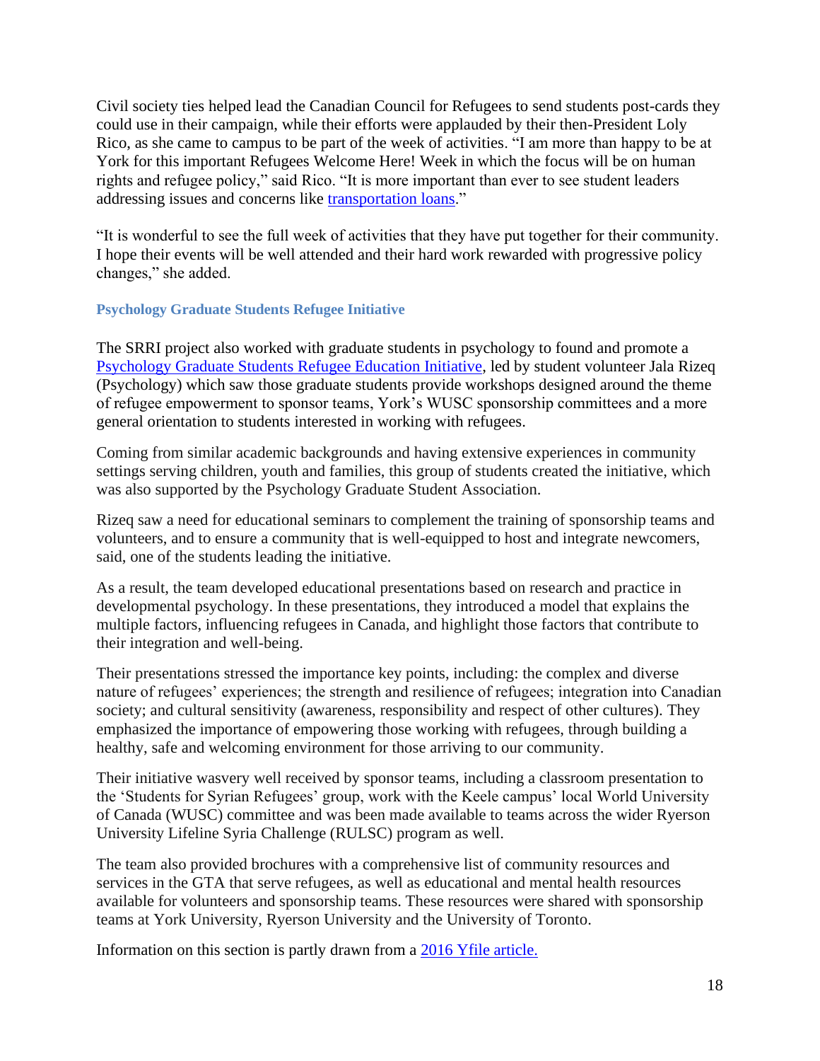Civil society ties helped lead the Canadian Council for Refugees to send students post-cards they could use in their campaign, while their efforts were applauded by their then-President Loly Rico, as she came to campus to be part of the week of activities. "I am more than happy to be at York for this important Refugees Welcome Here! Week in which the focus will be on human rights and refugee policy," said Rico. "It is more important than ever to see student leaders addressing issues and concerns like [transportation loans]."

"It is wonderful to see the full week of activities that they have put together for their community. I hope their events will be well attended and their hard work rewarded with progressive policy changes," she added.

### Psychology Graduate Students Refugee Initiative

The SRRI project also worked with graduate students in psychology to found and promote a [Psychology Graduate Students Refugee Education Initiative], led by student volunteer Jala Rizeq (Psychology) which saw those graduate students provide workshops designed around the theme of refugee empowerment to sponsor teams, York's WUSC sponsorship committees and a more general orientation to students interested in working with refugees.

Coming from similar academic backgrounds and having extensive experiences in community settings serving children, youth and families, this group of students created the initiative, which was also supported by the Psychology Graduate Student Association.

Rizeq saw a need for educational seminars to complement the training of sponsorship teams and volunteers, and to ensure a community that is well-equipped to host and integrate newcomers, said, one of the students leading the initiative.

As a result, the team developed educational presentations based on research and practice in developmental psychology. In these presentations, they introduced a model that explains the multiple factors, influencing refugees in Canada, and highlight those factors that contribute to their integration and well-being.

Their presentations stressed the importance key points, including: the complex and diverse nature of refugees' experiences; the strength and resilience of refugees; integration into Canadian society; and cultural sensitivity (awareness, responsibility and respect of other cultures). They emphasized the importance of empowering those working with refugees, through building a healthy, safe and welcoming environment for those arriving to our community.

Their initiative wasvery well received by sponsor teams, including a classroom presentation to the 'Students for Syrian Refugees' group, work with the Keele campus' local World University of Canada (WUSC) committee and was been made available to teams across the wider Ryerson University Lifeline Syria Challenge (RULSC) program as well.

The team also provided brochures with a comprehensive list of community resources and services in the GTA that serve refugees, as well as educational and mental health resources available for volunteers and sponsorship teams. These resources were shared with sponsorship teams at York University, Ryerson University and the University of Toronto.

Information on this section is partly drawn from a [2016 Yfile article.]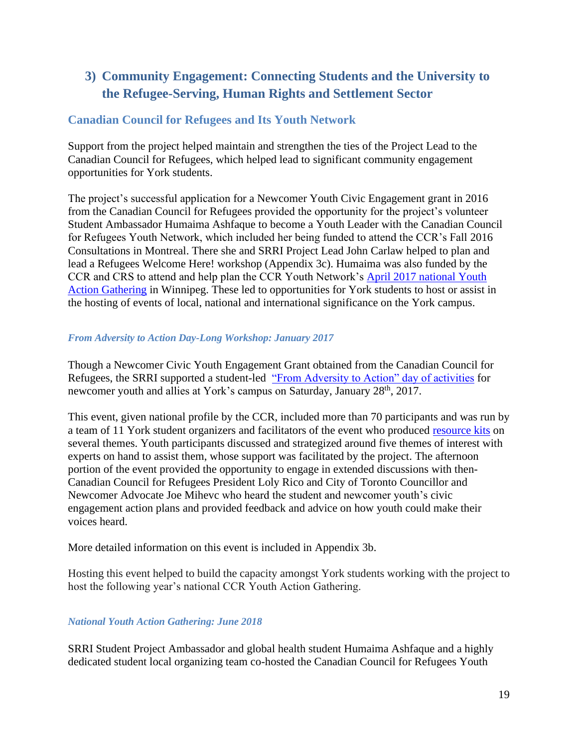## 3) Community Engagement: Connecting Students and the University to the Refugee-Serving, Human Rights and Settlement Sector

### Canadian Council for Refugees and Its Youth Network

Support from the project helped maintain and strengthen the ties of the Project Lead to the Canadian Council for Refugees, which helped lead to significant community engagement opportunities for York students.

The project's successful application for a Newcomer Youth Civic Engagement grant in 2016 from the Canadian Council for Refugees provided the opportunity for the project's volunteer Student Ambassador Humaima Ashfaque to become a Youth Leader with the Canadian Council for Refugees Youth Network, which included her being funded to attend the CCR's Fall 2016 Consultations in Montreal. There she and SRRI Project Lead John Carlaw helped to plan and lead a Refugees Welcome Here! workshop (Appendix 3c). Humaima was also funded by the CCR and CRS to attend and help plan the CCR Youth Network's April 2017 national Youth Action Gathering in Winnipeg. These led to opportunities for York students to host or assist in the hosting of events of local, national and international significance on the York campus.

#### *From Adversity to Action Day-Long Workshop: January 2017*

Though a Newcomer Civic Youth Engagement Grant obtained from the Canadian Council for Refugees, the SRRI supported a student-led "From Adversity to Action" day of activities for newcomer youth and allies at York's campus on Saturday, January 28th, 2017.

This event, given national profile by the CCR, included more than 70 participants and was run by a team of 11 York student organizers and facilitators of the event who produced resource kits on several themes. Youth participants discussed and strategized around five themes of interest with experts on hand to assist them, whose support was facilitated by the project. The afternoon portion of the event provided the opportunity to engage in extended discussions with then-Canadian Council for Refugees President Loly Rico and City of Toronto Councillor and Newcomer Advocate Joe Mihevc who heard the student and newcomer youth's civic engagement action plans and provided feedback and advice on how youth could make their voices heard.

More detailed information on this event is included in Appendix 3b.

Hosting this event helped to build the capacity amongst York students working with the project to host the following year's national CCR Youth Action Gathering.

#### *National Youth Action Gathering: June 2018*

SRRI Student Project Ambassador and global health student Humaima Ashfaque and a highly dedicated student local organizing team co-hosted the Canadian Council for Refugees Youth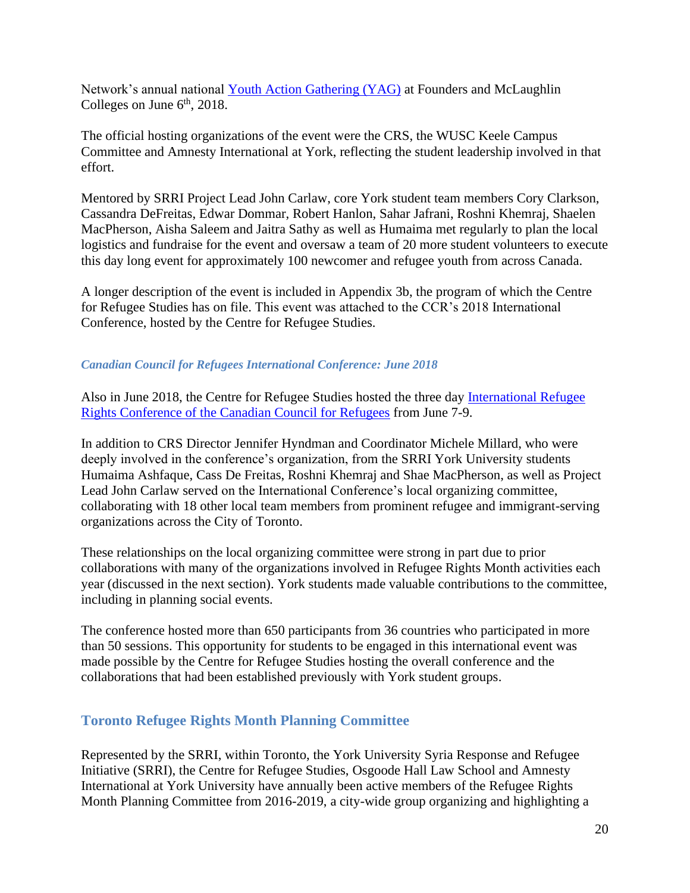Network's annual national [Youth Action Gathering (YAG)](#) at Founders and McLaughlin Colleges on June 6th, 2018.

The official hosting organizations of the event were the CRS, the WUSC Keele Campus Committee and Amnesty International at York, reflecting the student leadership involved in that effort.

Mentored by SRRI Project Lead John Carlaw, core York student team members Cory Clarkson, Cassandra DeFreitas, Edwar Dommar, Robert Hanlon, Sahar Jafrani, Roshni Khemraj, Shaelen MacPherson, Aisha Saleem and Jaitra Sathy as well as Humaima met regularly to plan the local logistics and fundraise for the event and oversaw a team of 20 more student volunteers to execute this day long event for approximately 100 newcomer and refugee youth from across Canada.

A longer description of the event is included in Appendix 3b, the program of which the Centre for Refugee Studies has on file. This event was attached to the CCR's 2018 International Conference, hosted by the Centre for Refugee Studies.

### *Canadian Council for Refugees International Conference: June 2018*

Also in June 2018, the Centre for Refugee Studies hosted the three day [International Refugee Rights Conference of the Canadian Council for Refugees](#) from June 7-9.

In addition to CRS Director Jennifer Hyndman and Coordinator Michele Millard, who were deeply involved in the conference's organization, from the SRRI York University students Humaima Ashfaque, Cass De Freitas, Roshni Khemraj and Shae MacPherson, as well as Project Lead John Carlaw served on the International Conference's local organizing committee, collaborating with 18 other local team members from prominent refugee and immigrant-serving organizations across the City of Toronto.

These relationships on the local organizing committee were strong in part due to prior collaborations with many of the organizations involved in Refugee Rights Month activities each year (discussed in the next section). York students made valuable contributions to the committee, including in planning social events.

The conference hosted more than 650 participants from 36 countries who participated in more than 50 sessions. This opportunity for students to be engaged in this international event was made possible by the Centre for Refugee Studies hosting the overall conference and the collaborations that had been established previously with York student groups.

## Toronto Refugee Rights Month Planning Committee

Represented by the SRRI, within Toronto, the York University Syria Response and Refugee Initiative (SRRI), the Centre for Refugee Studies, Osgoode Hall Law School and Amnesty International at York University have annually been active members of the Refugee Rights Month Planning Committee from 2016-2019, a city-wide group organizing and highlighting a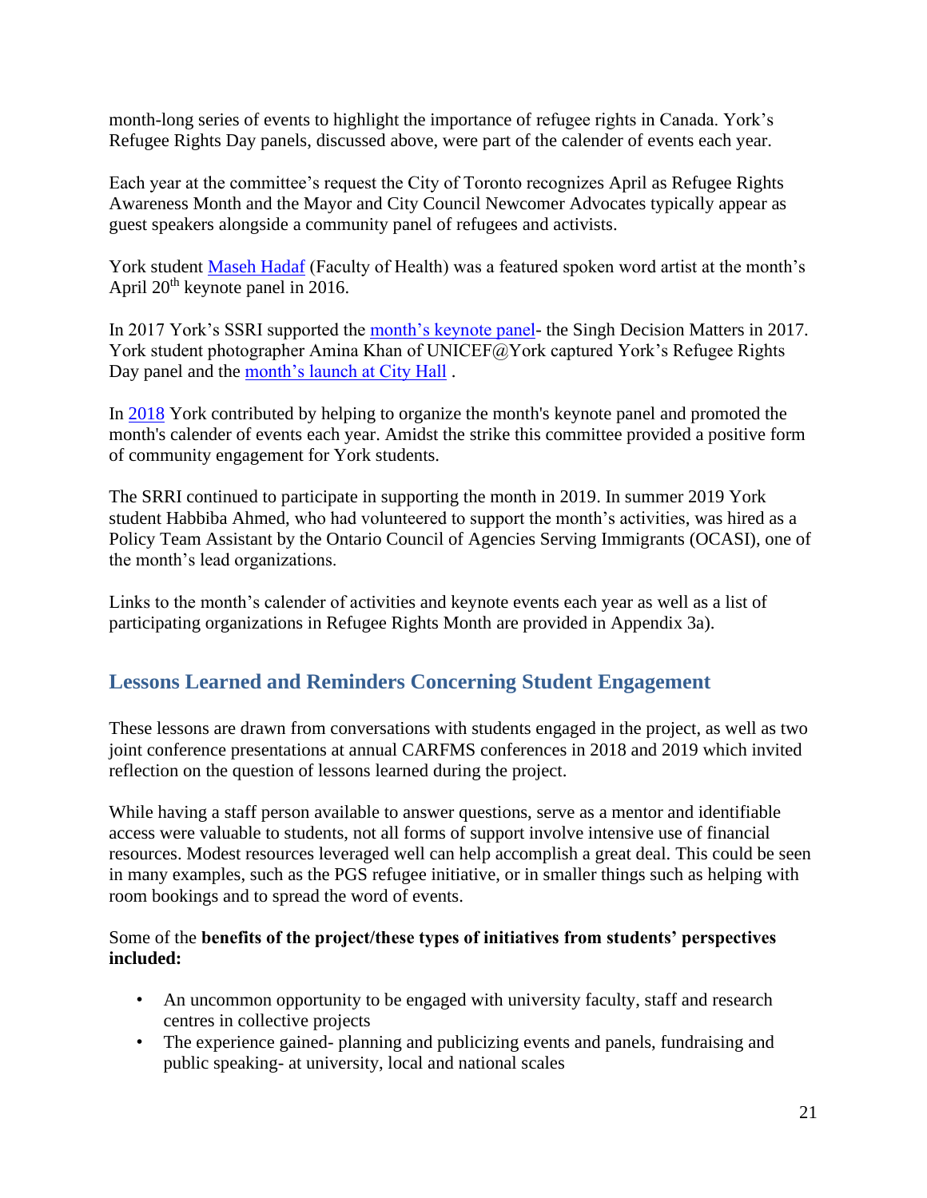month-long series of events to highlight the importance of refugee rights in Canada. York's Refugee Rights Day panels, discussed above, were part of the calender of events each year.

Each year at the committee's request the City of Toronto recognizes April as Refugee Rights Awareness Month and the Mayor and City Council Newcomer Advocates typically appear as guest speakers alongside a community panel of refugees and activists.

York student Maseh Hadaf (Faculty of Health) was a featured spoken word artist at the month's April 20th keynote panel in 2016.

In 2017 York's SSRI supported the month's keynote panel- the Singh Decision Matters in 2017. York student photographer Amina Khan of UNICEF@York captured York's Refugee Rights Day panel and the month's launch at City Hall .

In 2018 York contributed by helping to organize the month's keynote panel and promoted the month's calender of events each year. Amidst the strike this committee provided a positive form of community engagement for York students.

The SRRI continued to participate in supporting the month in 2019. In summer 2019 York student Habbiba Ahmed, who had volunteered to support the month's activities, was hired as a Policy Team Assistant by the Ontario Council of Agencies Serving Immigrants (OCASI), one of the month's lead organizations.

Links to the month's calender of activities and keynote events each year as well as a list of participating organizations in Refugee Rights Month are provided in Appendix 3a).

## Lessons Learned and Reminders Concerning Student Engagement

These lessons are drawn from conversations with students engaged in the project, as well as two joint conference presentations at annual CARFMS conferences in 2018 and 2019 which invited reflection on the question of lessons learned during the project.

While having a staff person available to answer questions, serve as a mentor and identifiable access were valuable to students, not all forms of support involve intensive use of financial resources. Modest resources leveraged well can help accomplish a great deal. This could be seen in many examples, such as the PGS refugee initiative, or in smaller things such as helping with room bookings and to spread the word of events.

Some of the **benefits of the project/these types of initiatives from students' perspectives included:**

- An uncommon opportunity to be engaged with university faculty, staff and research centres in collective projects
- The experience gained- planning and publicizing events and panels, fundraising and public speaking- at university, local and national scales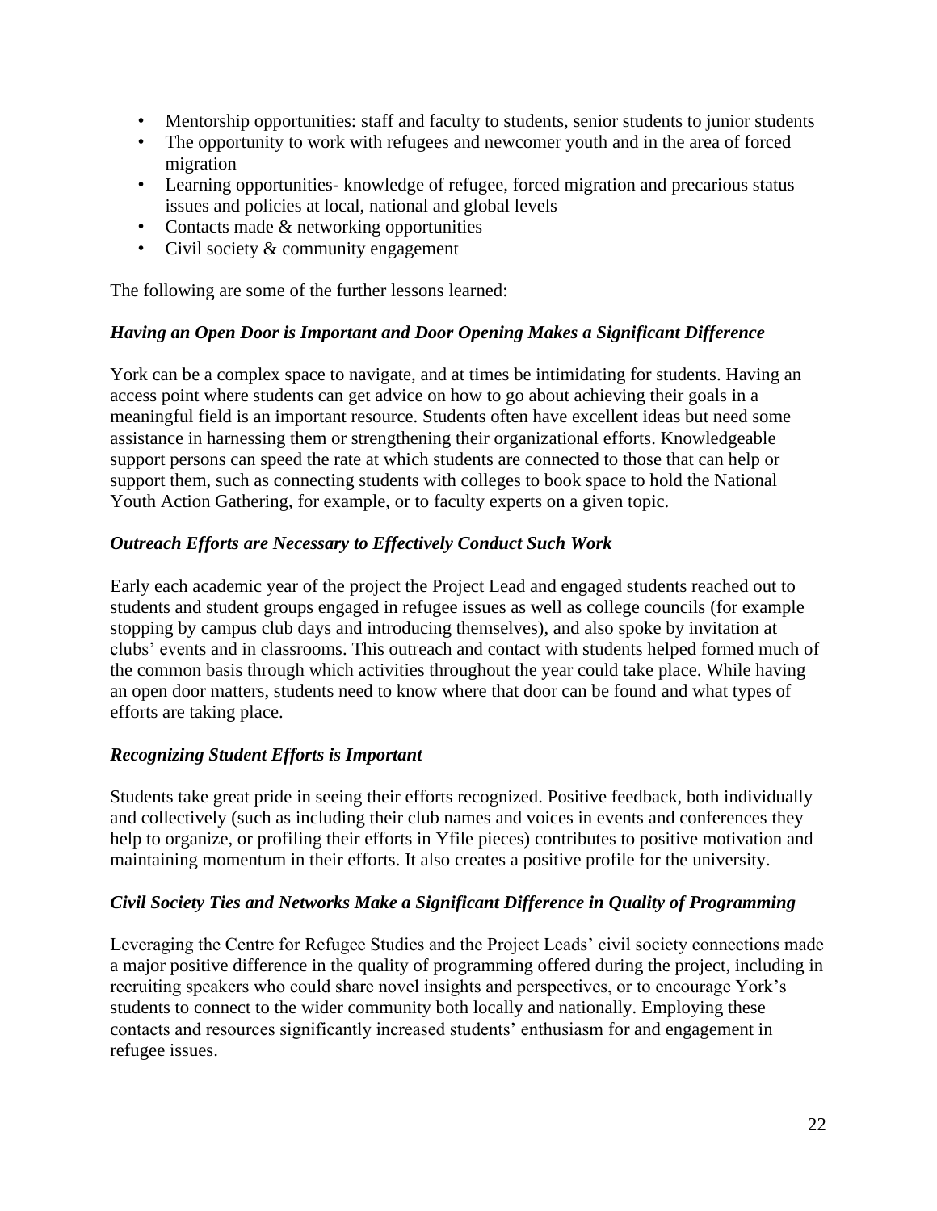- Mentorship opportunities: staff and faculty to students, senior students to junior students
- The opportunity to work with refugees and newcomer youth and in the area of forced migration
- Learning opportunities- knowledge of refugee, forced migration and precarious status issues and policies at local, national and global levels
- Contacts made & networking opportunities
- Civil society & community engagement

The following are some of the further lessons learned:

***Having an Open Door is Important and Door Opening Makes a Significant Difference***

York can be a complex space to navigate, and at times be intimidating for students. Having an access point where students can get advice on how to go about achieving their goals in a meaningful field is an important resource. Students often have excellent ideas but need some assistance in harnessing them or strengthening their organizational efforts. Knowledgeable support persons can speed the rate at which students are connected to those that can help or support them, such as connecting students with colleges to book space to hold the National Youth Action Gathering, for example, or to faculty experts on a given topic.

***Outreach Efforts are Necessary to Effectively Conduct Such Work***

Early each academic year of the project the Project Lead and engaged students reached out to students and student groups engaged in refugee issues as well as college councils (for example stopping by campus club days and introducing themselves), and also spoke by invitation at clubs' events and in classrooms. This outreach and contact with students helped formed much of the common basis through which activities throughout the year could take place. While having an open door matters, students need to know where that door can be found and what types of efforts are taking place.

***Recognizing Student Efforts is Important***

Students take great pride in seeing their efforts recognized. Positive feedback, both individually and collectively (such as including their club names and voices in events and conferences they help to organize, or profiling their efforts in Yfile pieces) contributes to positive motivation and maintaining momentum in their efforts. It also creates a positive profile for the university.

***Civil Society Ties and Networks Make a Significant Difference in Quality of Programming***

Leveraging the Centre for Refugee Studies and the Project Leads' civil society connections made a major positive difference in the quality of programming offered during the project, including in recruiting speakers who could share novel insights and perspectives, or to encourage York's students to connect to the wider community both locally and nationally. Employing these contacts and resources significantly increased students' enthusiasm for and engagement in refugee issues.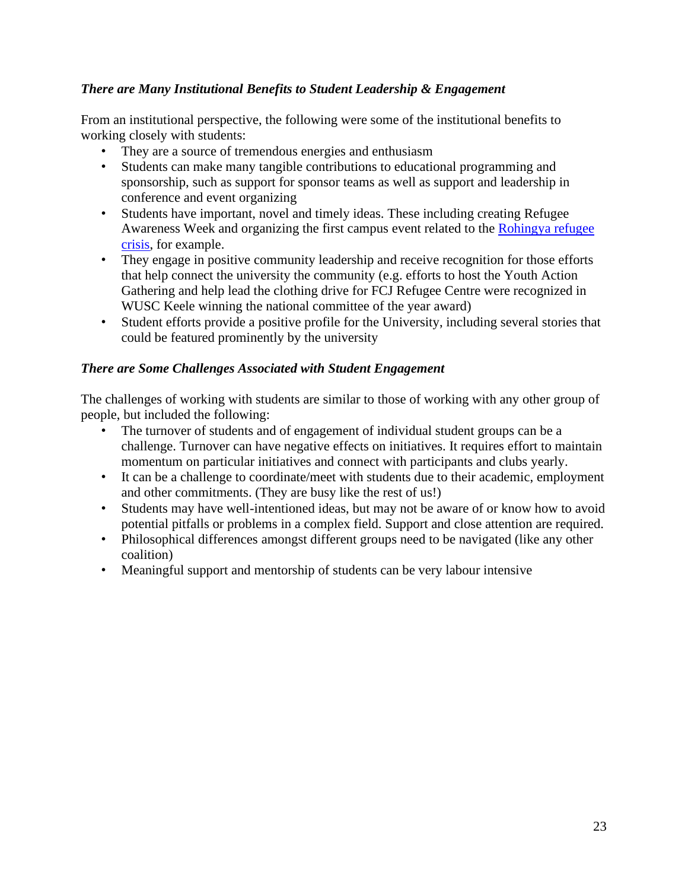***There are Many Institutional Benefits to Student Leadership & Engagement***

From an institutional perspective, the following were some of the institutional benefits to working closely with students:

- They are a source of tremendous energies and enthusiasm
- Students can make many tangible contributions to educational programming and sponsorship, such as support for sponsor teams as well as support and leadership in conference and event organizing
- Students have important, novel and timely ideas. These including creating Refugee Awareness Week and organizing the first campus event related to the [Rohingya refugee crisis](), for example.
- They engage in positive community leadership and receive recognition for those efforts that help connect the university the community (e.g. efforts to host the Youth Action Gathering and help lead the clothing drive for FCJ Refugee Centre were recognized in WUSC Keele winning the national committee of the year award)
- Student efforts provide a positive profile for the University, including several stories that could be featured prominently by the university

***There are Some Challenges Associated with Student Engagement***

The challenges of working with students are similar to those of working with any other group of people, but included the following:

- The turnover of students and of engagement of individual student groups can be a challenge. Turnover can have negative effects on initiatives. It requires effort to maintain momentum on particular initiatives and connect with participants and clubs yearly.
- It can be a challenge to coordinate/meet with students due to their academic, employment and other commitments. (They are busy like the rest of us!)
- Students may have well-intentioned ideas, but may not be aware of or know how to avoid potential pitfalls or problems in a complex field. Support and close attention are required.
- Philosophical differences amongst different groups need to be navigated (like any other coalition)
- Meaningful support and mentorship of students can be very labour intensive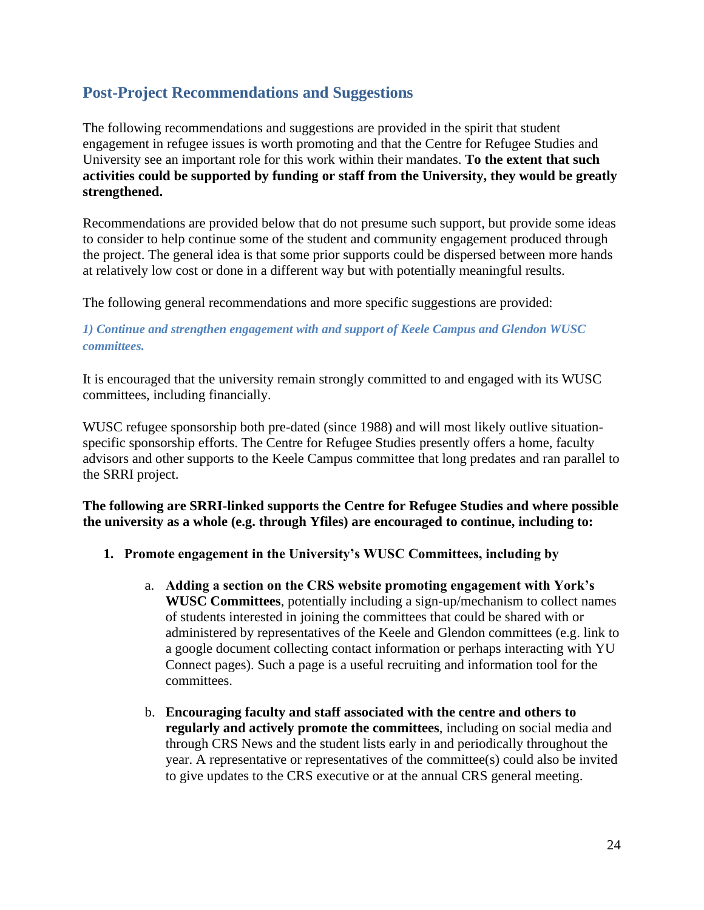## Post-Project Recommendations and Suggestions

The following recommendations and suggestions are provided in the spirit that student engagement in refugee issues is worth promoting and that the Centre for Refugee Studies and University see an important role for this work within their mandates. **To the extent that such activities could be supported by funding or staff from the University, they would be greatly strengthened.**

Recommendations are provided below that do not presume such support, but provide some ideas to consider to help continue some of the student and community engagement produced through the project. The general idea is that some prior supports could be dispersed between more hands at relatively low cost or done in a different way but with potentially meaningful results.

The following general recommendations and more specific suggestions are provided:

### *1) Continue and strengthen engagement with and support of Keele Campus and Glendon WUSC committees.*

It is encouraged that the university remain strongly committed to and engaged with its WUSC committees, including financially.

WUSC refugee sponsorship both pre-dated (since 1988) and will most likely outlive situation-specific sponsorship efforts. The Centre for Refugee Studies presently offers a home, faculty advisors and other supports to the Keele Campus committee that long predates and ran parallel to the SRRI project.

**The following are SRRI-linked supports the Centre for Refugee Studies and where possible the university as a whole (e.g. through Yfiles) are encouraged to continue, including to:**

1. **Promote engagement in the University's WUSC Committees, including by**
   a. **Adding a section on the CRS website promoting engagement with York's WUSC Committees**, potentially including a sign-up/mechanism to collect names of students interested in joining the committees that could be shared with or administered by representatives of the Keele and Glendon committees (e.g. link to a google document collecting contact information or perhaps interacting with YU Connect pages). Such a page is a useful recruiting and information tool for the committees.
   b. **Encouraging faculty and staff associated with the centre and others to regularly and actively promote the committees**, including on social media and through CRS News and the student lists early in and periodically throughout the year. A representative or representatives of the committee(s) could also be invited to give updates to the CRS executive or at the annual CRS general meeting.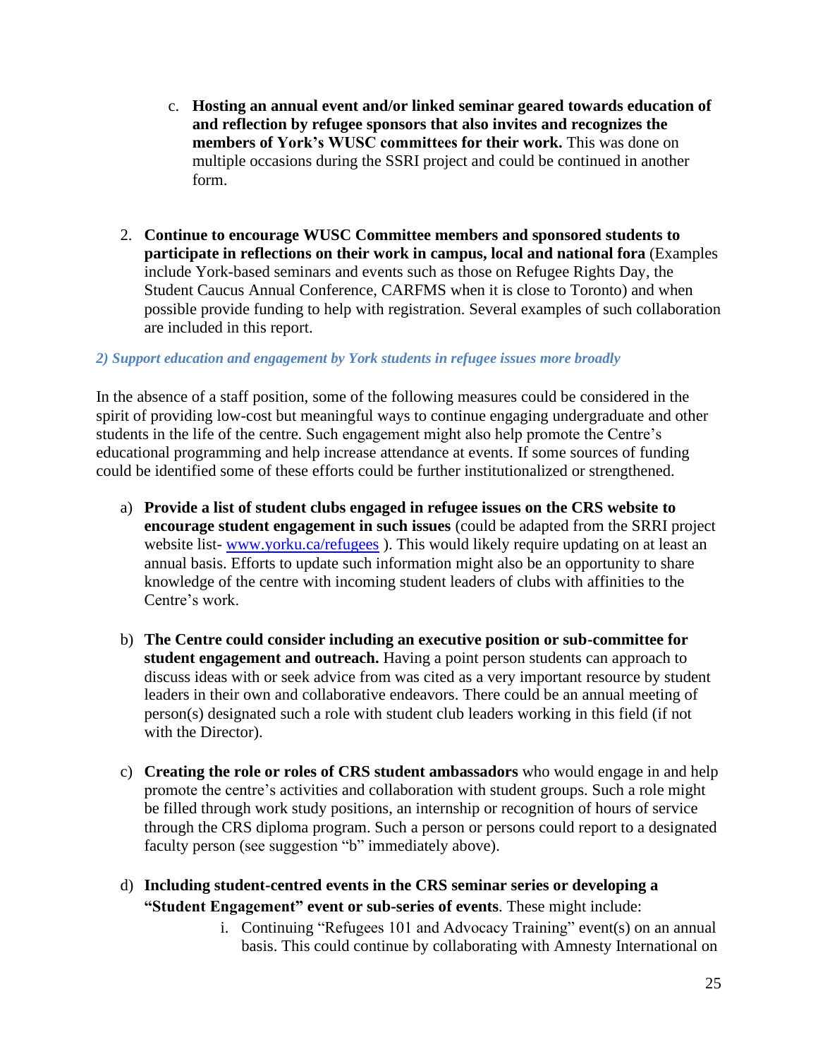c. **Hosting an annual event and/or linked seminar geared towards education of and reflection by refugee sponsors that also invites and recognizes the members of York's WUSC committees for their work.** This was done on multiple occasions during the SSRI project and could be continued in another form.

2. **Continue to encourage WUSC Committee members and sponsored students to participate in reflections on their work in campus, local and national fora** (Examples include York-based seminars and events such as those on Refugee Rights Day, the Student Caucus Annual Conference, CARFMS when it is close to Toronto) and when possible provide funding to help with registration. Several examples of such collaboration are included in this report.

*2) Support education and engagement by York students in refugee issues more broadly*

In the absence of a staff position, some of the following measures could be considered in the spirit of providing low-cost but meaningful ways to continue engaging undergraduate and other students in the life of the centre. Such engagement might also help promote the Centre's educational programming and help increase attendance at events. If some sources of funding could be identified some of these efforts could be further institutionalized or strengthened.

a) **Provide a list of student clubs engaged in refugee issues on the CRS website to encourage student engagement in such issues** (could be adapted from the SRRI project website list- [www.yorku.ca/refugees](http://www.yorku.ca/refugees) ). This would likely require updating on at least an annual basis. Efforts to update such information might also be an opportunity to share knowledge of the centre with incoming student leaders of clubs with affinities to the Centre's work.

b) **The Centre could consider including an executive position or sub-committee for student engagement and outreach.** Having a point person students can approach to discuss ideas with or seek advice from was cited as a very important resource by student leaders in their own and collaborative endeavors. There could be an annual meeting of person(s) designated such a role with student club leaders working in this field (if not with the Director).

c) **Creating the role or roles of CRS student ambassadors** who would engage in and help promote the centre's activities and collaboration with student groups. Such a role might be filled through work study positions, an internship or recognition of hours of service through the CRS diploma program. Such a person or persons could report to a designated faculty person (see suggestion "b" immediately above).

d) **Including student-centred events in the CRS seminar series or developing a "Student Engagement" event or sub-series of events**. These might include:
   i. Continuing "Refugees 101 and Advocacy Training" event(s) on an annual basis. This could continue by collaborating with Amnesty International on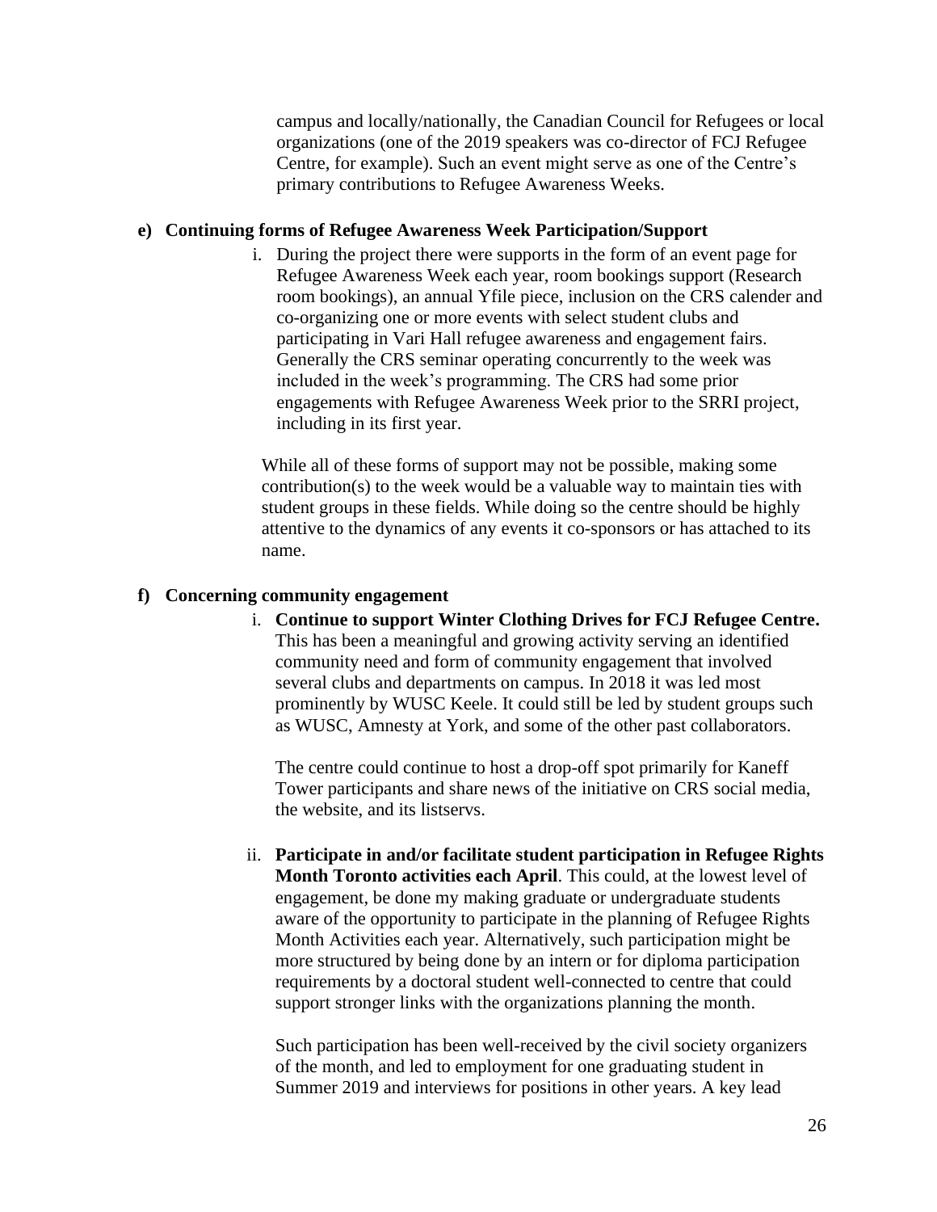campus and locally/nationally, the Canadian Council for Refugees or local organizations (one of the 2019 speakers was co-director of FCJ Refugee Centre, for example). Such an event might serve as one of the Centre's primary contributions to Refugee Awareness Weeks.

**e) Continuing forms of Refugee Awareness Week Participation/Support**

i. During the project there were supports in the form of an event page for Refugee Awareness Week each year, room bookings support (Research room bookings), an annual Yfile piece, inclusion on the CRS calender and co-organizing one or more events with select student clubs and participating in Vari Hall refugee awareness and engagement fairs. Generally the CRS seminar operating concurrently to the week was included in the week's programming. The CRS had some prior engagements with Refugee Awareness Week prior to the SRRI project, including in its first year.

While all of these forms of support may not be possible, making some contribution(s) to the week would be a valuable way to maintain ties with student groups in these fields. While doing so the centre should be highly attentive to the dynamics of any events it co-sponsors or has attached to its name.

**f) Concerning community engagement**

i. **Continue to support Winter Clothing Drives for FCJ Refugee Centre.** This has been a meaningful and growing activity serving an identified community need and form of community engagement that involved several clubs and departments on campus. In 2018 it was led most prominently by WUSC Keele. It could still be led by student groups such as WUSC, Amnesty at York, and some of the other past collaborators.

The centre could continue to host a drop-off spot primarily for Kaneff Tower participants and share news of the initiative on CRS social media, the website, and its listservs.

ii. **Participate in and/or facilitate student participation in Refugee Rights Month Toronto activities each April**. This could, at the lowest level of engagement, be done my making graduate or undergraduate students aware of the opportunity to participate in the planning of Refugee Rights Month Activities each year. Alternatively, such participation might be more structured by being done by an intern or for diploma participation requirements by a doctoral student well-connected to centre that could support stronger links with the organizations planning the month.

Such participation has been well-received by the civil society organizers of the month, and led to employment for one graduating student in Summer 2019 and interviews for positions in other years. A key lead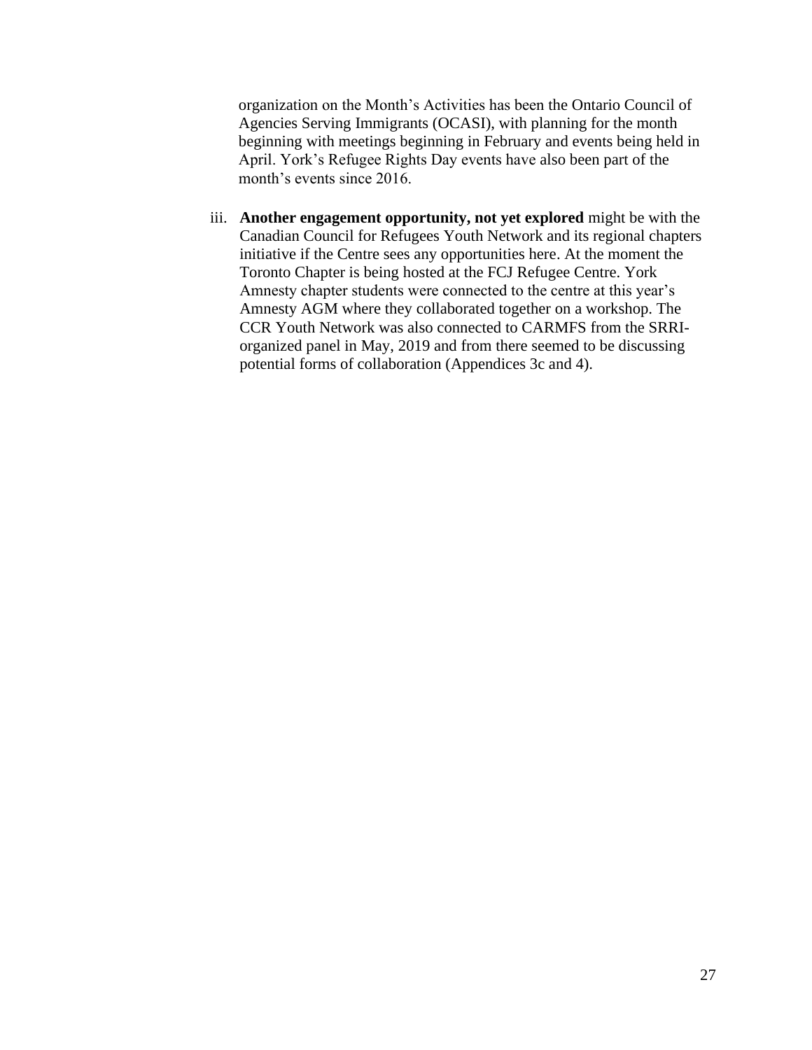organization on the Month's Activities has been the Ontario Council of Agencies Serving Immigrants (OCASI), with planning for the month beginning with meetings beginning in February and events being held in April. York's Refugee Rights Day events have also been part of the month's events since 2016.

iii. **Another engagement opportunity, not yet explored** might be with the Canadian Council for Refugees Youth Network and its regional chapters initiative if the Centre sees any opportunities here. At the moment the Toronto Chapter is being hosted at the FCJ Refugee Centre. York Amnesty chapter students were connected to the centre at this year's Amnesty AGM where they collaborated together on a workshop. The CCR Youth Network was also connected to CARMFS from the SRRI-organized panel in May, 2019 and from there seemed to be discussing potential forms of collaboration (Appendices 3c and 4).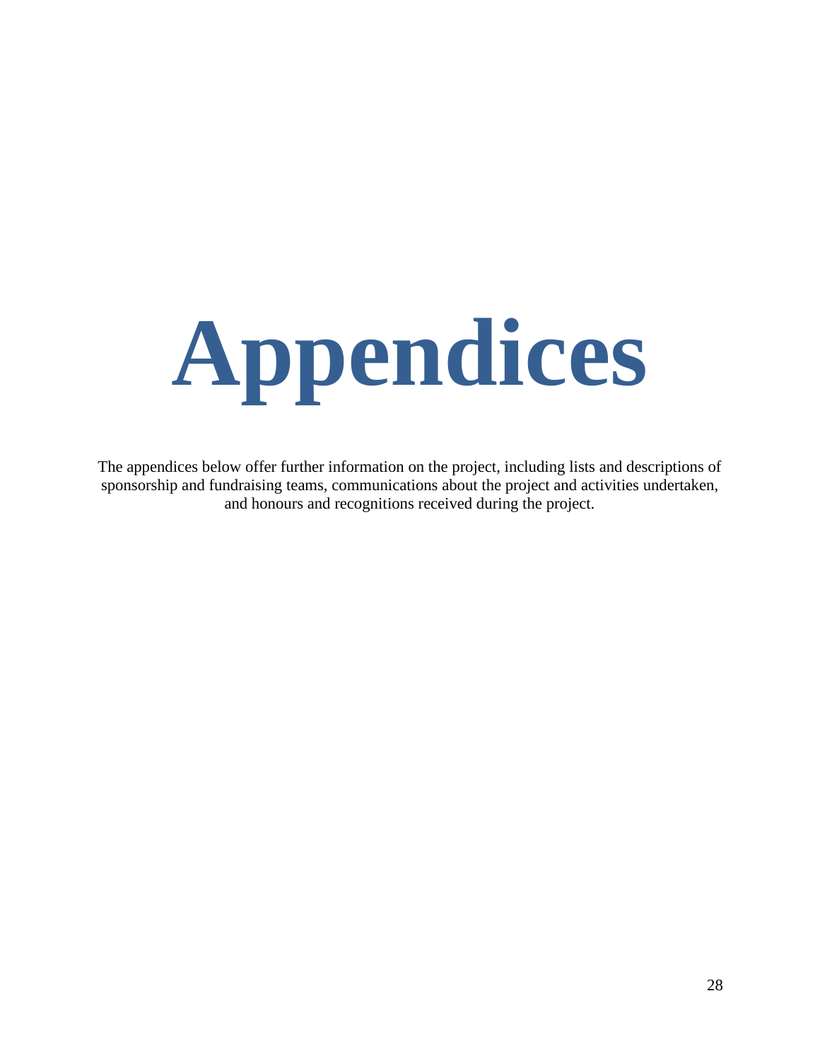# Appendices

The appendices below offer further information on the project, including lists and descriptions of sponsorship and fundraising teams, communications about the project and activities undertaken, and honours and recognitions received during the project.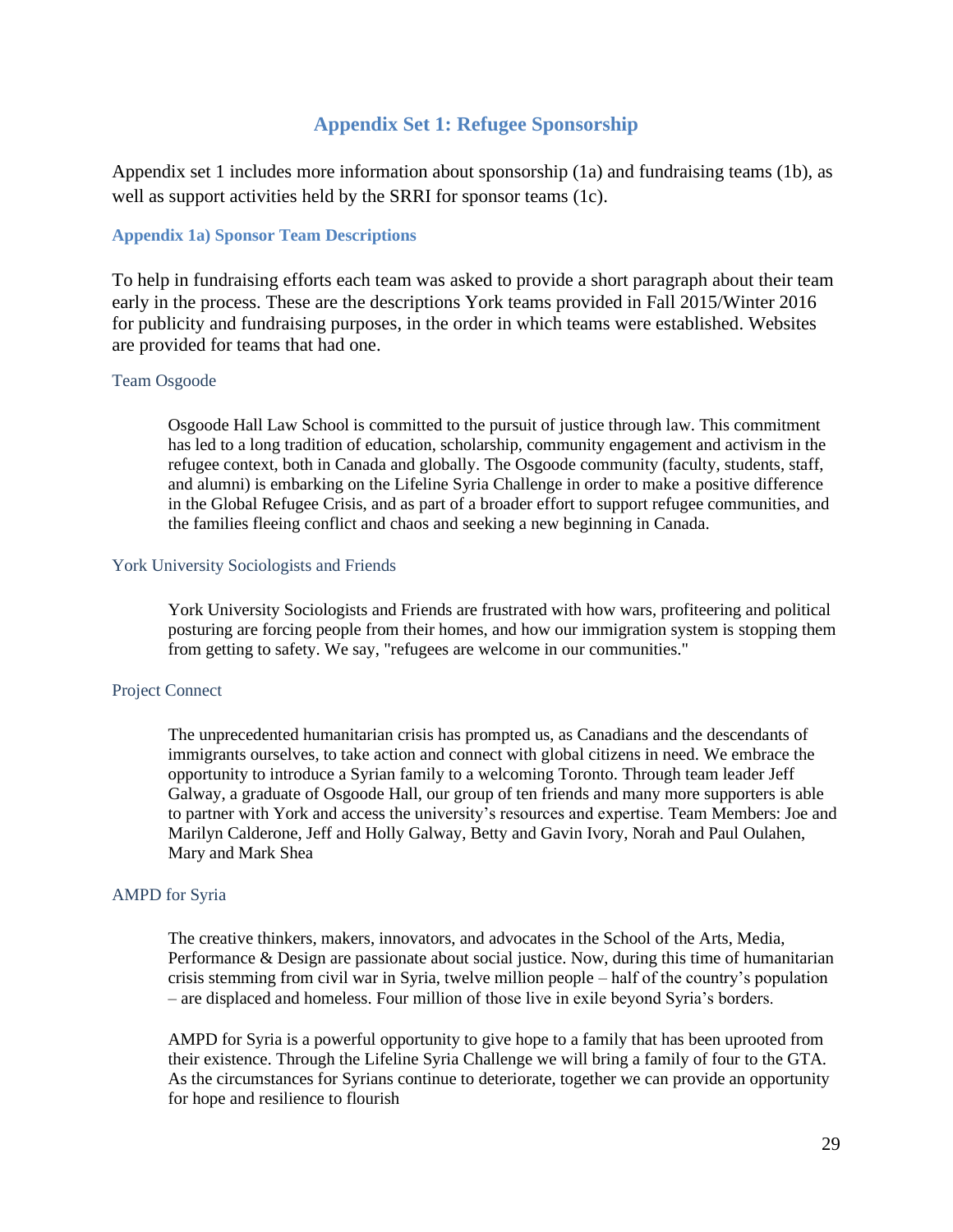## Appendix Set 1: Refugee Sponsorship

Appendix set 1 includes more information about sponsorship (1a) and fundraising teams (1b), as well as support activities held by the SRRI for sponsor teams (1c).

### Appendix 1a) Sponsor Team Descriptions

To help in fundraising efforts each team was asked to provide a short paragraph about their team early in the process. These are the descriptions York teams provided in Fall 2015/Winter 2016 for publicity and fundraising purposes, in the order in which teams were established. Websites are provided for teams that had one.

#### Team Osgoode

> Osgoode Hall Law School is committed to the pursuit of justice through law. This commitment has led to a long tradition of education, scholarship, community engagement and activism in the refugee context, both in Canada and globally. The Osgoode community (faculty, students, staff, and alumni) is embarking on the Lifeline Syria Challenge in order to make a positive difference in the Global Refugee Crisis, and as part of a broader effort to support refugee communities, and the families fleeing conflict and chaos and seeking a new beginning in Canada.

#### York University Sociologists and Friends

> York University Sociologists and Friends are frustrated with how wars, profiteering and political posturing are forcing people from their homes, and how our immigration system is stopping them from getting to safety. We say, "refugees are welcome in our communities."

#### Project Connect

> The unprecedented humanitarian crisis has prompted us, as Canadians and the descendants of immigrants ourselves, to take action and connect with global citizens in need. We embrace the opportunity to introduce a Syrian family to a welcoming Toronto. Through team leader Jeff Galway, a graduate of Osgoode Hall, our group of ten friends and many more supporters is able to partner with York and access the university's resources and expertise. Team Members: Joe and Marilyn Calderone, Jeff and Holly Galway, Betty and Gavin Ivory, Norah and Paul Oulahen, Mary and Mark Shea

#### AMPD for Syria

> The creative thinkers, makers, innovators, and advocates in the School of the Arts, Media, Performance & Design are passionate about social justice. Now, during this time of humanitarian crisis stemming from civil war in Syria, twelve million people – half of the country's population – are displaced and homeless. Four million of those live in exile beyond Syria's borders.
>
> AMPD for Syria is a powerful opportunity to give hope to a family that has been uprooted from their existence. Through the Lifeline Syria Challenge we will bring a family of four to the GTA. As the circumstances for Syrians continue to deteriorate, together we can provide an opportunity for hope and resilience to flourish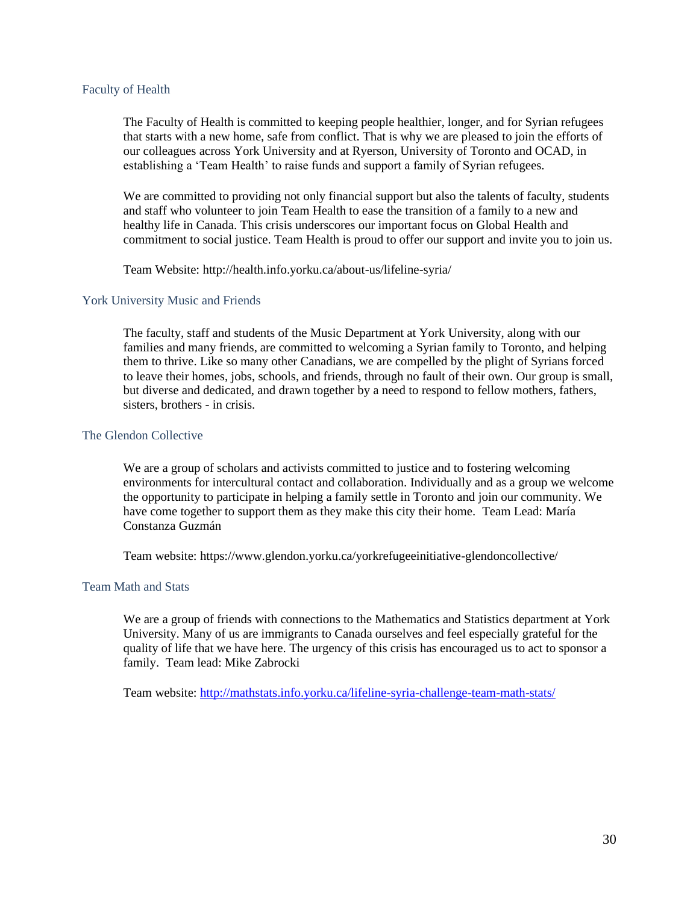### Faculty of Health

The Faculty of Health is committed to keeping people healthier, longer, and for Syrian refugees that starts with a new home, safe from conflict. That is why we are pleased to join the efforts of our colleagues across York University and at Ryerson, University of Toronto and OCAD, in establishing a 'Team Health' to raise funds and support a family of Syrian refugees.

We are committed to providing not only financial support but also the talents of faculty, students and staff who volunteer to join Team Health to ease the transition of a family to a new and healthy life in Canada. This crisis underscores our important focus on Global Health and commitment to social justice. Team Health is proud to offer our support and invite you to join us.

Team Website: http://health.info.yorku.ca/about-us/lifeline-syria/

### York University Music and Friends

The faculty, staff and students of the Music Department at York University, along with our families and many friends, are committed to welcoming a Syrian family to Toronto, and helping them to thrive. Like so many other Canadians, we are compelled by the plight of Syrians forced to leave their homes, jobs, schools, and friends, through no fault of their own. Our group is small, but diverse and dedicated, and drawn together by a need to respond to fellow mothers, fathers, sisters, brothers - in crisis.

### The Glendon Collective

We are a group of scholars and activists committed to justice and to fostering welcoming environments for intercultural contact and collaboration. Individually and as a group we welcome the opportunity to participate in helping a family settle in Toronto and join our community. We have come together to support them as they make this city their home. Team Lead: María Constanza Guzmán

Team website: https://www.glendon.yorku.ca/yorkrefugeeinitiative-glendoncollective/

### Team Math and Stats

We are a group of friends with connections to the Mathematics and Statistics department at York University. Many of us are immigrants to Canada ourselves and feel especially grateful for the quality of life that we have here. The urgency of this crisis has encouraged us to act to sponsor a family. Team lead: Mike Zabrocki

Team website: http://mathstats.info.yorku.ca/lifeline-syria-challenge-team-math-stats/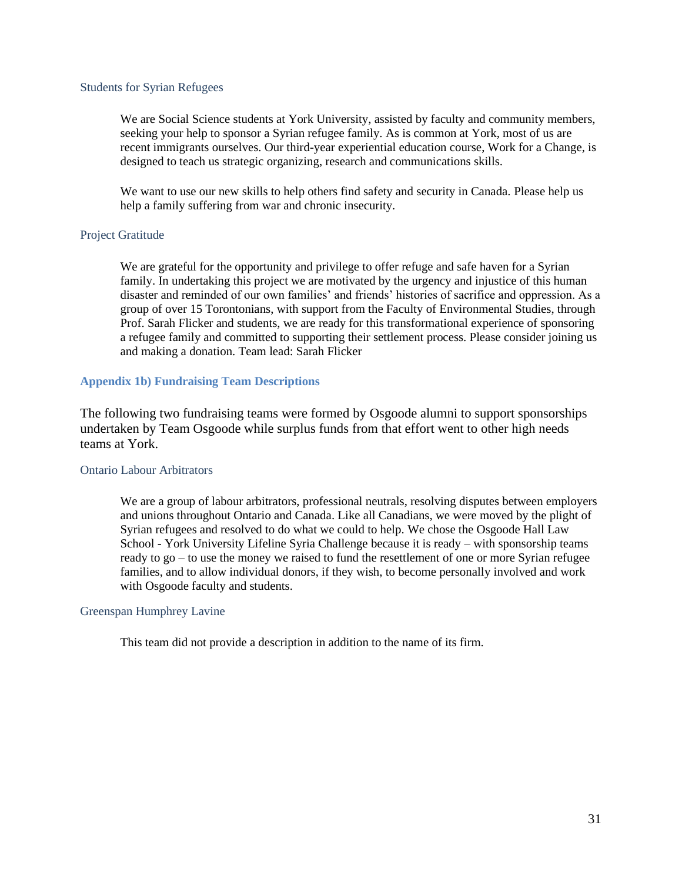### Students for Syrian Refugees

> We are Social Science students at York University, assisted by faculty and community members, seeking your help to sponsor a Syrian refugee family. As is common at York, most of us are recent immigrants ourselves. Our third-year experiential education course, Work for a Change, is designed to teach us strategic organizing, research and communications skills.
>
> We want to use our new skills to help others find safety and security in Canada. Please help us help a family suffering from war and chronic insecurity.

### Project Gratitude

> We are grateful for the opportunity and privilege to offer refuge and safe haven for a Syrian family. In undertaking this project we are motivated by the urgency and injustice of this human disaster and reminded of our own families' and friends' histories of sacrifice and oppression. As a group of over 15 Torontonians, with support from the Faculty of Environmental Studies, through Prof. Sarah Flicker and students, we are ready for this transformational experience of sponsoring a refugee family and committed to supporting their settlement process. Please consider joining us and making a donation. Team lead: Sarah Flicker

## Appendix 1b) Fundraising Team Descriptions

The following two fundraising teams were formed by Osgoode alumni to support sponsorships undertaken by Team Osgoode while surplus funds from that effort went to other high needs teams at York.

### Ontario Labour Arbitrators

> We are a group of labour arbitrators, professional neutrals, resolving disputes between employers and unions throughout Ontario and Canada. Like all Canadians, we were moved by the plight of Syrian refugees and resolved to do what we could to help. We chose the Osgoode Hall Law School - York University Lifeline Syria Challenge because it is ready – with sponsorship teams ready to go – to use the money we raised to fund the resettlement of one or more Syrian refugee families, and to allow individual donors, if they wish, to become personally involved and work with Osgoode faculty and students.

### Greenspan Humphrey Lavine

> This team did not provide a description in addition to the name of its firm.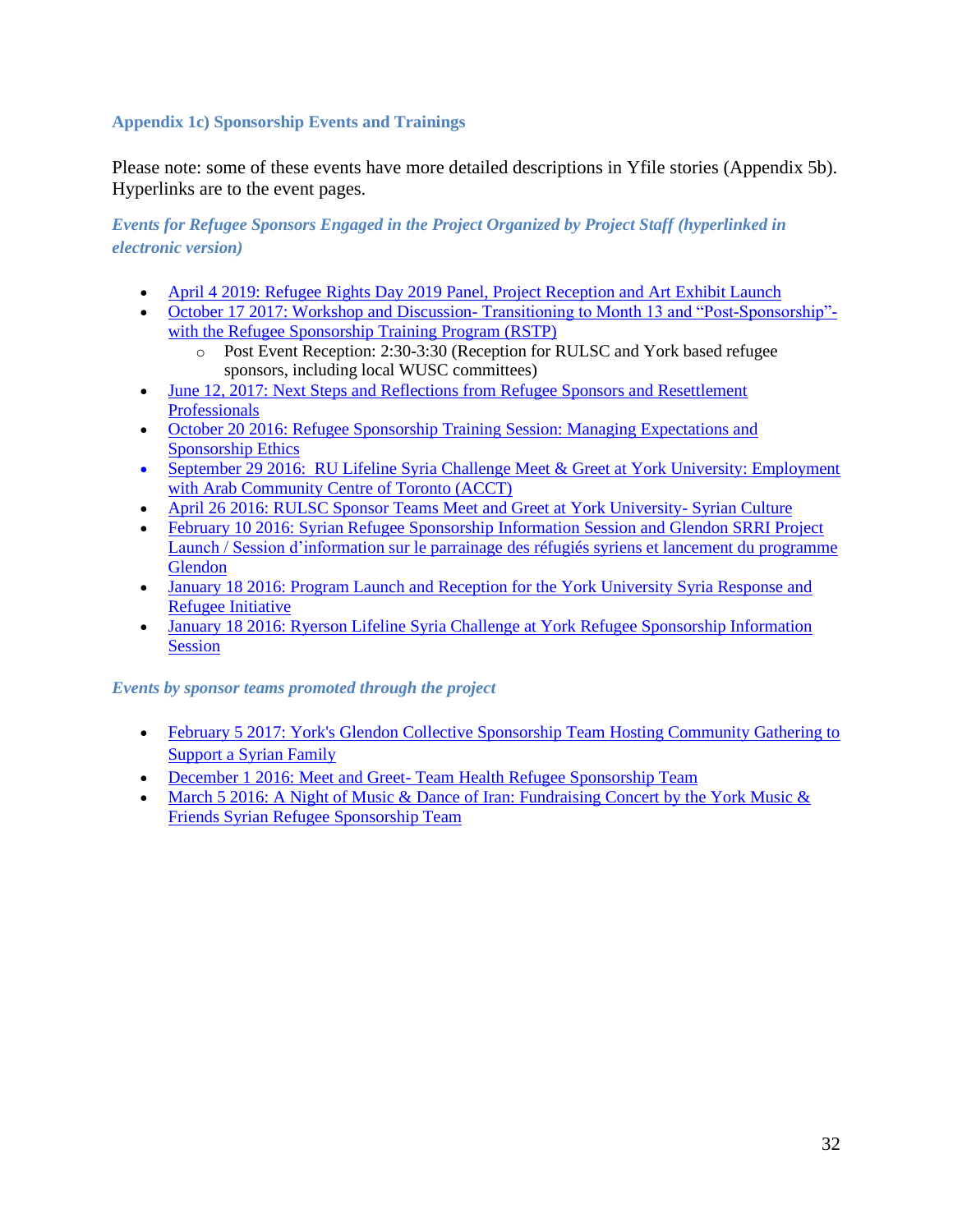### Appendix 1c) Sponsorship Events and Trainings

Please note: some of these events have more detailed descriptions in Yfile stories (Appendix 5b). Hyperlinks are to the event pages.

*Events for Refugee Sponsors Engaged in the Project Organized by Project Staff (hyperlinked in electronic version)*

- April 4 2019: Refugee Rights Day 2019 Panel, Project Reception and Art Exhibit Launch
- October 17 2017: Workshop and Discussion- Transitioning to Month 13 and "Post-Sponsorship"- with the Refugee Sponsorship Training Program (RSTP)
    - Post Event Reception: 2:30-3:30 (Reception for RULSC and York based refugee sponsors, including local WUSC committees)
- June 12, 2017: Next Steps and Reflections from Refugee Sponsors and Resettlement Professionals
- October 20 2016: Refugee Sponsorship Training Session: Managing Expectations and Sponsorship Ethics
- September 29 2016: RU Lifeline Syria Challenge Meet & Greet at York University: Employment with Arab Community Centre of Toronto (ACCT)
- April 26 2016: RULSC Sponsor Teams Meet and Greet at York University- Syrian Culture
- February 10 2016: Syrian Refugee Sponsorship Information Session and Glendon SRRI Project Launch / Session d'information sur le parrainage des réfugiés syriens et lancement du programme Glendon
- January 18 2016: Program Launch and Reception for the York University Syria Response and Refugee Initiative
- January 18 2016: Ryerson Lifeline Syria Challenge at York Refugee Sponsorship Information Session

*Events by sponsor teams promoted through the project*

- February 5 2017: York's Glendon Collective Sponsorship Team Hosting Community Gathering to Support a Syrian Family
- December 1 2016: Meet and Greet- Team Health Refugee Sponsorship Team
- March 5 2016: A Night of Music & Dance of Iran: Fundraising Concert by the York Music & Friends Syrian Refugee Sponsorship Team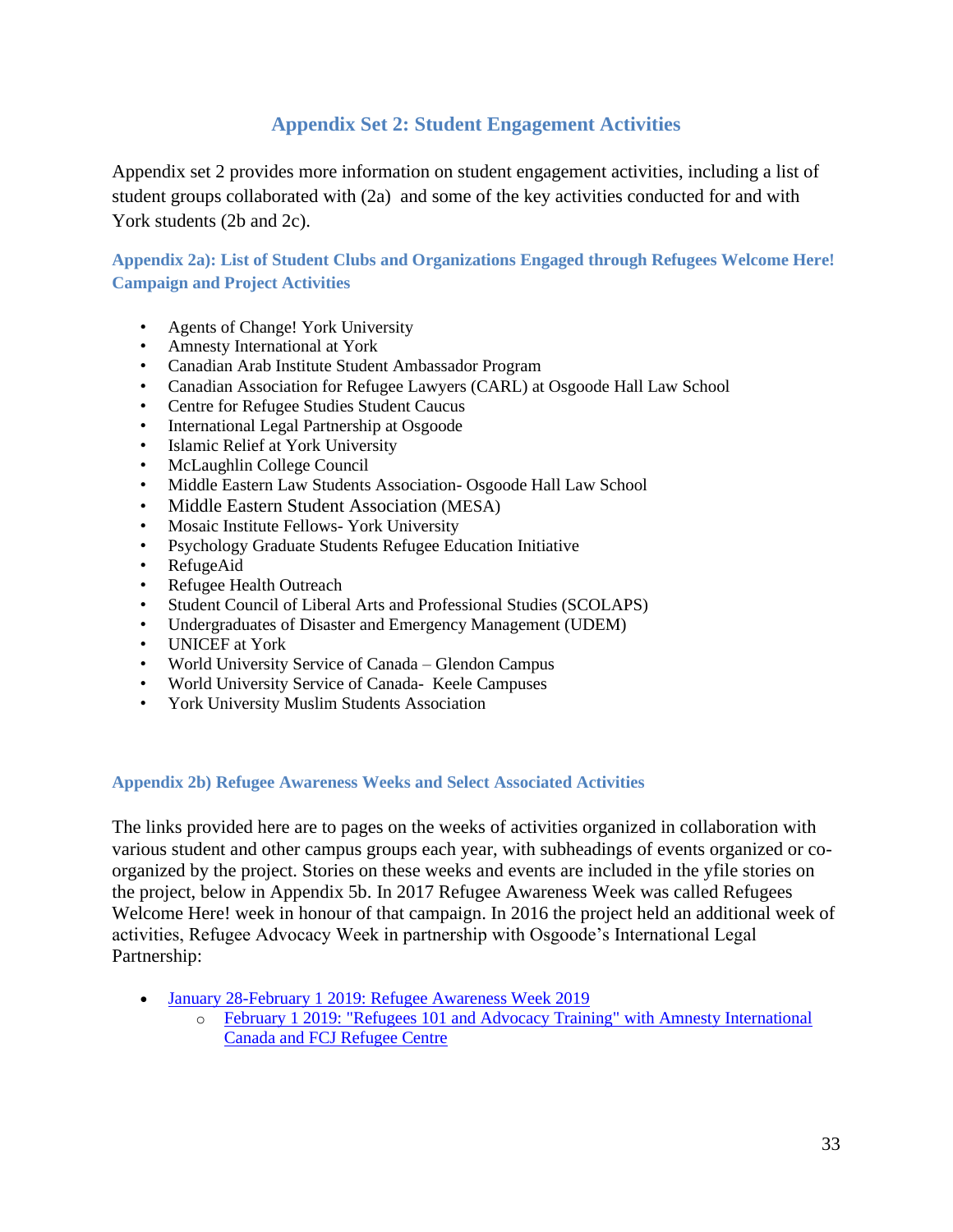## Appendix Set 2: Student Engagement Activities

Appendix set 2 provides more information on student engagement activities, including a list of student groups collaborated with (2a) and some of the key activities conducted for and with York students (2b and 2c).

### Appendix 2a): List of Student Clubs and Organizations Engaged through Refugees Welcome Here! Campaign and Project Activities

- Agents of Change! York University
- Amnesty International at York
- Canadian Arab Institute Student Ambassador Program
- Canadian Association for Refugee Lawyers (CARL) at Osgoode Hall Law School
- Centre for Refugee Studies Student Caucus
- International Legal Partnership at Osgoode
- Islamic Relief at York University
- McLaughlin College Council
- Middle Eastern Law Students Association- Osgoode Hall Law School
- Middle Eastern Student Association (MESA)
- Mosaic Institute Fellows- York University
- Psychology Graduate Students Refugee Education Initiative
- RefugeAid
- Refugee Health Outreach
- Student Council of Liberal Arts and Professional Studies (SCOLAPS)
- Undergraduates of Disaster and Emergency Management (UDEM)
- UNICEF at York
- World University Service of Canada – Glendon Campus
- World University Service of Canada- Keele Campuses
- York University Muslim Students Association

### Appendix 2b) Refugee Awareness Weeks and Select Associated Activities

The links provided here are to pages on the weeks of activities organized in collaboration with various student and other campus groups each year, with subheadings of events organized or co-organized by the project. Stories on these weeks and events are included in the yfile stories on the project, below in Appendix 5b. In 2017 Refugee Awareness Week was called Refugees Welcome Here! week in honour of that campaign. In 2016 the project held an additional week of activities, Refugee Advocacy Week in partnership with Osgoode's International Legal Partnership:

- January 28-February 1 2019: Refugee Awareness Week 2019
  - February 1 2019: "Refugees 101 and Advocacy Training" with Amnesty International Canada and FCJ Refugee Centre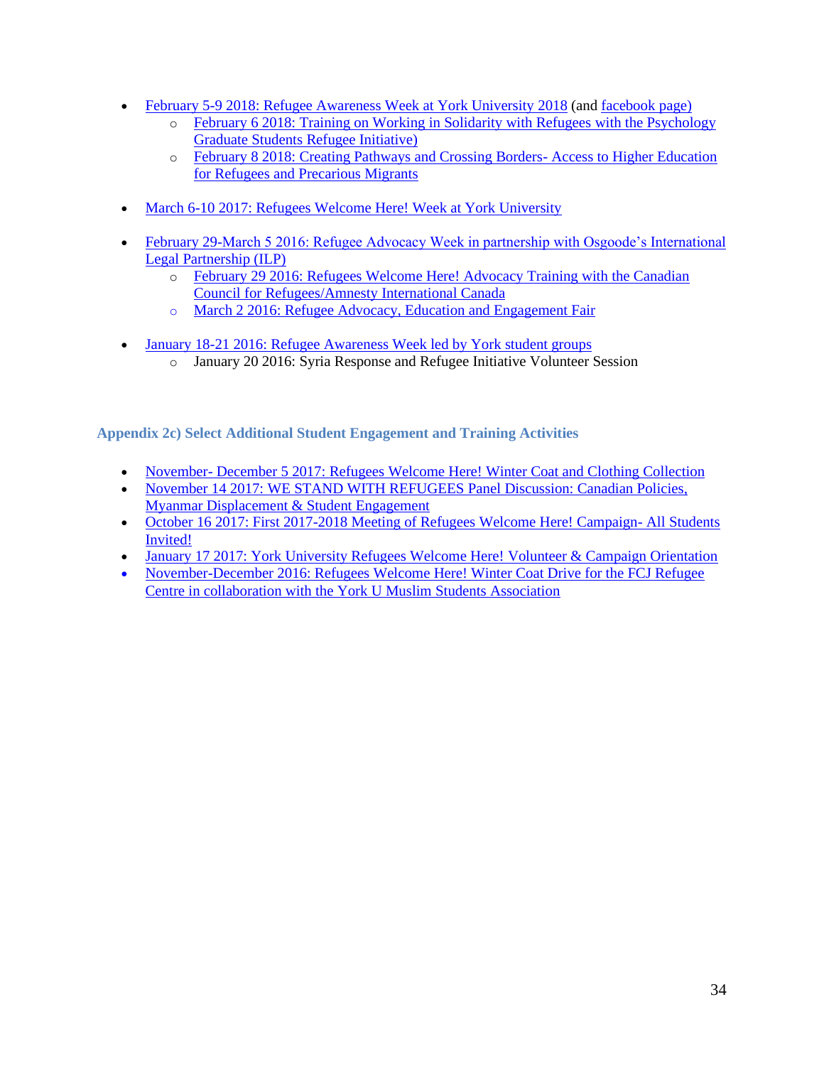- February 5-9 2018: Refugee Awareness Week at York University 2018 (and facebook page)
    - February 6 2018: Training on Working in Solidarity with Refugees with the Psychology Graduate Students Refugee Initiative)
    - February 8 2018: Creating Pathways and Crossing Borders- Access to Higher Education for Refugees and Precarious Migrants

- March 6-10 2017: Refugees Welcome Here! Week at York University

- February 29-March 5 2016: Refugee Advocacy Week in partnership with Osgoode's International Legal Partnership (ILP)
    - February 29 2016: Refugees Welcome Here! Advocacy Training with the Canadian Council for Refugees/Amnesty International Canada
    - March 2 2016: Refugee Advocacy, Education and Engagement Fair

- January 18-21 2016: Refugee Awareness Week led by York student groups
    - January 20 2016: Syria Response and Refugee Initiative Volunteer Session

### Appendix 2c) Select Additional Student Engagement and Training Activities

- November- December 5 2017: Refugees Welcome Here! Winter Coat and Clothing Collection
- November 14 2017: WE STAND WITH REFUGEES Panel Discussion: Canadian Policies, Myanmar Displacement & Student Engagement
- October 16 2017: First 2017-2018 Meeting of Refugees Welcome Here! Campaign- All Students Invited!
- January 17 2017: York University Refugees Welcome Here! Volunteer & Campaign Orientation
- November-December 2016: Refugees Welcome Here! Winter Coat Drive for the FCJ Refugee Centre in collaboration with the York U Muslim Students Association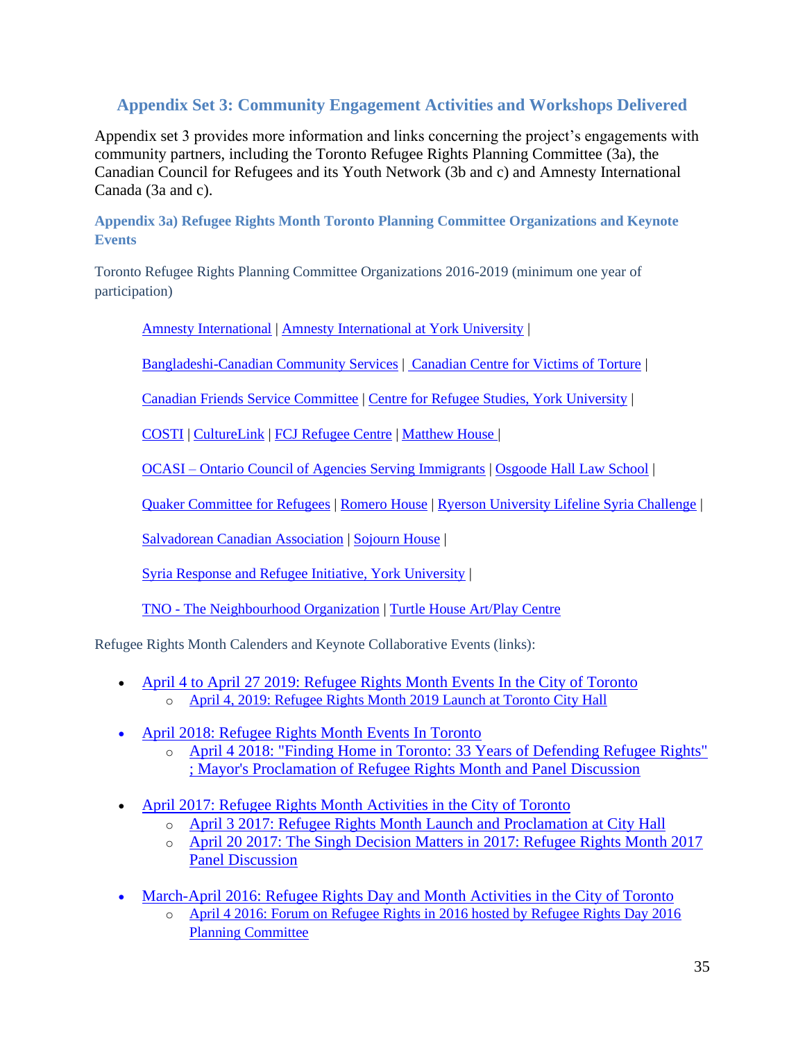## Appendix Set 3: Community Engagement Activities and Workshops Delivered

Appendix set 3 provides more information and links concerning the project's engagements with community partners, including the Toronto Refugee Rights Planning Committee (3a), the Canadian Council for Refugees and its Youth Network (3b and c) and Amnesty International Canada (3a and c).

### Appendix 3a) Refugee Rights Month Toronto Planning Committee Organizations and Keynote Events

Toronto Refugee Rights Planning Committee Organizations 2016-2019 (minimum one year of participation)

Amnesty International | Amnesty International at York University |

Bangladeshi-Canadian Community Services | Canadian Centre for Victims of Torture |

Canadian Friends Service Committee | Centre for Refugee Studies, York University |

COSTI | CultureLink | FCJ Refugee Centre | Matthew House |

OCASI – Ontario Council of Agencies Serving Immigrants | Osgoode Hall Law School |

Quaker Committee for Refugees | Romero House | Ryerson University Lifeline Syria Challenge |

Salvadorean Canadian Association | Sojourn House |

Syria Response and Refugee Initiative, York University |

TNO - The Neighbourhood Organization | Turtle House Art/Play Centre

Refugee Rights Month Calenders and Keynote Collaborative Events (links):

- April 4 to April 27 2019: Refugee Rights Month Events In the City of Toronto
  - April 4, 2019: Refugee Rights Month 2019 Launch at Toronto City Hall
- April 2018: Refugee Rights Month Events In Toronto
  - April 4 2018: "Finding Home in Toronto: 33 Years of Defending Refugee Rights" ; Mayor's Proclamation of Refugee Rights Month and Panel Discussion
- April 2017: Refugee Rights Month Activities in the City of Toronto
  - April 3 2017: Refugee Rights Month Launch and Proclamation at City Hall
  - April 20 2017: The Singh Decision Matters in 2017: Refugee Rights Month 2017 Panel Discussion
- March-April 2016: Refugee Rights Day and Month Activities in the City of Toronto
  - April 4 2016: Forum on Refugee Rights in 2016 hosted by Refugee Rights Day 2016 Planning Committee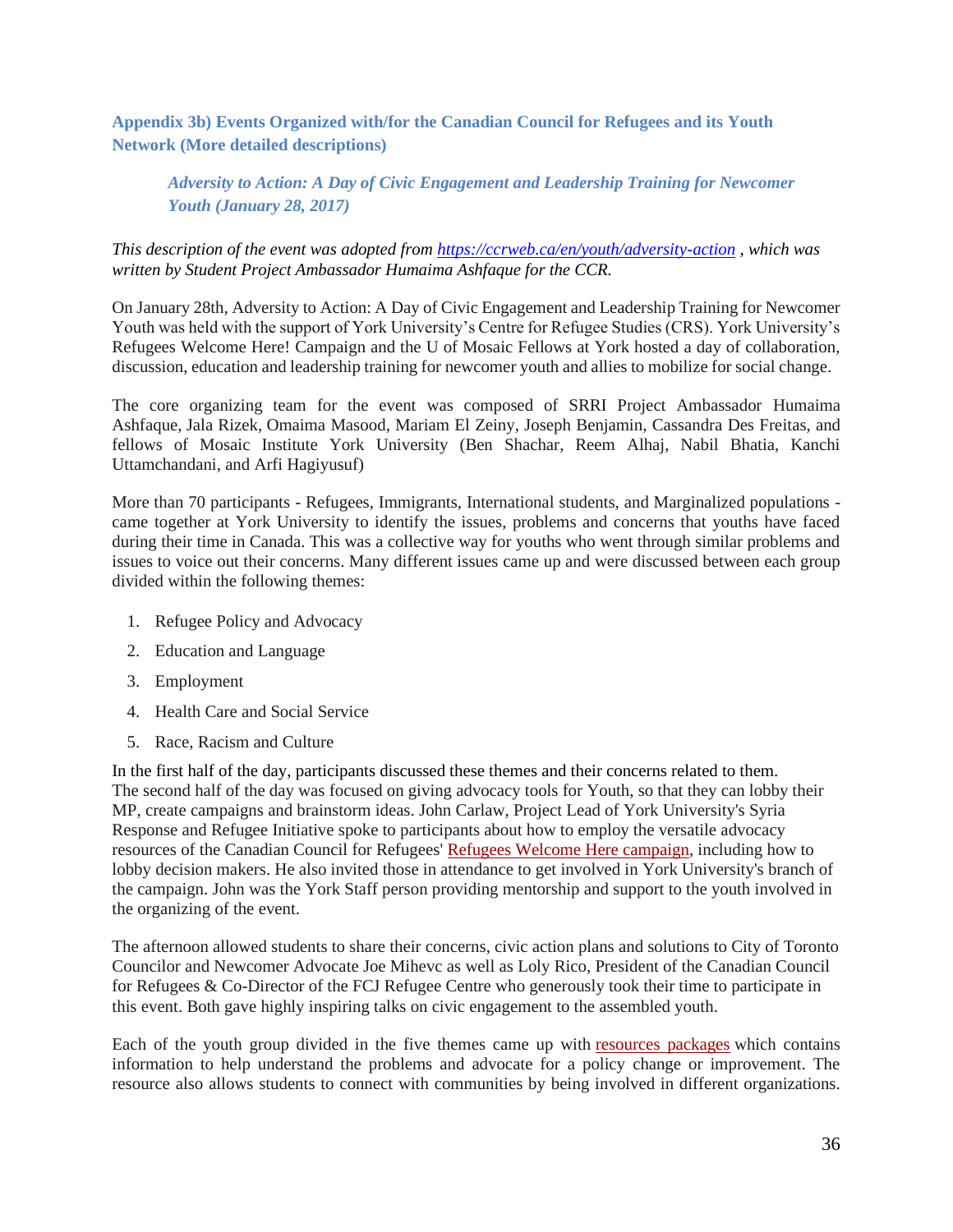## Appendix 3b) Events Organized with/for the Canadian Council for Refugees and its Youth Network (More detailed descriptions)

### *Adversity to Action: A Day of Civic Engagement and Leadership Training for Newcomer Youth (January 28, 2017)*

*This description of the event was adopted from https://ccrweb.ca/en/youth/adversity-action , which was written by Student Project Ambassador Humaima Ashfaque for the CCR.*

On January 28th, Adversity to Action: A Day of Civic Engagement and Leadership Training for Newcomer Youth was held with the support of York University's Centre for Refugee Studies (CRS). York University's Refugees Welcome Here! Campaign and the U of Mosaic Fellows at York hosted a day of collaboration, discussion, education and leadership training for newcomer youth and allies to mobilize for social change.

The core organizing team for the event was composed of SRRI Project Ambassador Humaima Ashfaque, Jala Rizek, Omaima Masood, Mariam El Zeiny, Joseph Benjamin, Cassandra Des Freitas, and fellows of Mosaic Institute York University (Ben Shachar, Reem Alhaj, Nabil Bhatia, Kanchi Uttamchandani, and Arfi Hagiyusuf)

More than 70 participants - Refugees, Immigrants, International students, and Marginalized populations - came together at York University to identify the issues, problems and concerns that youths have faced during their time in Canada. This was a collective way for youths who went through similar problems and issues to voice out their concerns. Many different issues came up and were discussed between each group divided within the following themes:

1. Refugee Policy and Advocacy
2. Education and Language
3. Employment
4. Health Care and Social Service
5. Race, Racism and Culture

In the first half of the day, participants discussed these themes and their concerns related to them. The second half of the day was focused on giving advocacy tools for Youth, so that they can lobby their MP, create campaigns and brainstorm ideas. John Carlaw, Project Lead of York University's Syria Response and Refugee Initiative spoke to participants about how to employ the versatile advocacy resources of the Canadian Council for Refugees' Refugees Welcome Here campaign, including how to lobby decision makers. He also invited those in attendance to get involved in York University's branch of the campaign. John was the York Staff person providing mentorship and support to the youth involved in the organizing of the event.

The afternoon allowed students to share their concerns, civic action plans and solutions to City of Toronto Councilor and Newcomer Advocate Joe Mihevc as well as Loly Rico, President of the Canadian Council for Refugees & Co-Director of the FCJ Refugee Centre who generously took their time to participate in this event. Both gave highly inspiring talks on civic engagement to the assembled youth.

Each of the youth group divided in the five themes came up with resources packages which contains information to help understand the problems and advocate for a policy change or improvement. The resource also allows students to connect with communities by being involved in different organizations.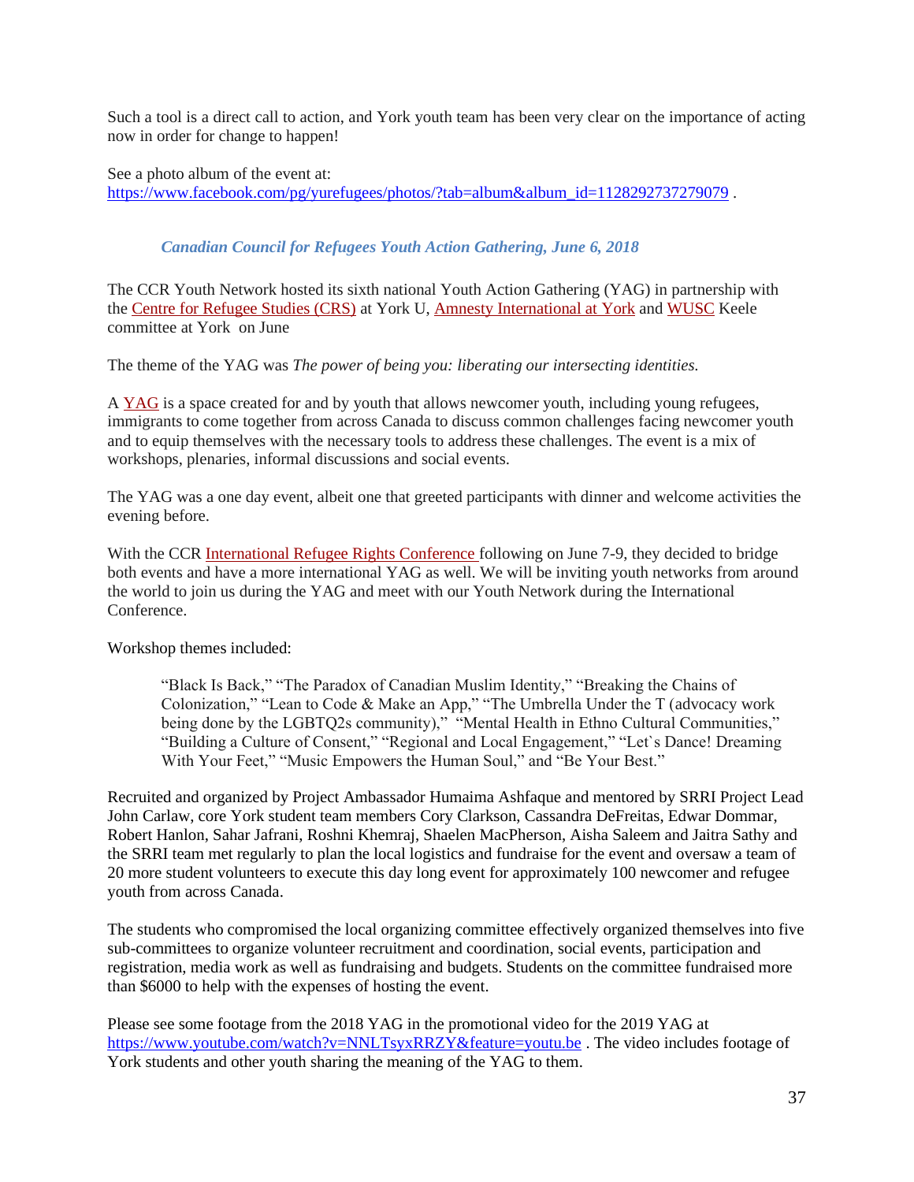Such a tool is a direct call to action, and York youth team has been very clear on the importance of acting now in order for change to happen!

See a photo album of the event at:
https://www.facebook.com/pg/yurefugees/photos/?tab=album&album_id=1128292737279079 .

### *Canadian Council for Refugees Youth Action Gathering, June 6, 2018*

The CCR Youth Network hosted its sixth national Youth Action Gathering (YAG) in partnership with the Centre for Refugee Studies (CRS) at York U, Amnesty International at York and WUSC Keele committee at York on June

The theme of the YAG was *The power of being you: liberating our intersecting identities.*

A YAG is a space created for and by youth that allows newcomer youth, including young refugees, immigrants to come together from across Canada to discuss common challenges facing newcomer youth and to equip themselves with the necessary tools to address these challenges. The event is a mix of workshops, plenaries, informal discussions and social events.

The YAG was a one day event, albeit one that greeted participants with dinner and welcome activities the evening before.

With the CCR International Refugee Rights Conference following on June 7-9, they decided to bridge both events and have a more international YAG as well. We will be inviting youth networks from around the world to join us during the YAG and meet with our Youth Network during the International Conference.

Workshop themes included:

> "Black Is Back," "The Paradox of Canadian Muslim Identity," "Breaking the Chains of Colonization," "Lean to Code & Make an App," "The Umbrella Under the T (advocacy work being done by the LGBTQ2s community)," "Mental Health in Ethno Cultural Communities," "Building a Culture of Consent," "Regional and Local Engagement," "Let`s Dance! Dreaming With Your Feet," "Music Empowers the Human Soul," and "Be Your Best."

Recruited and organized by Project Ambassador Humaima Ashfaque and mentored by SRRI Project Lead John Carlaw, core York student team members Cory Clarkson, Cassandra DeFreitas, Edwar Dommar, Robert Hanlon, Sahar Jafrani, Roshni Khemraj, Shaelen MacPherson, Aisha Saleem and Jaitra Sathy and the SRRI team met regularly to plan the local logistics and fundraise for the event and oversaw a team of 20 more student volunteers to execute this day long event for approximately 100 newcomer and refugee youth from across Canada.

The students who compromised the local organizing committee effectively organized themselves into five sub-committees to organize volunteer recruitment and coordination, social events, participation and registration, media work as well as fundraising and budgets. Students on the committee fundraised more than $6000 to help with the expenses of hosting the event.

Please see some footage from the 2018 YAG in the promotional video for the 2019 YAG at https://www.youtube.com/watch?v=NNLTsyxRRZY&feature=youtu.be . The video includes footage of York students and other youth sharing the meaning of the YAG to them.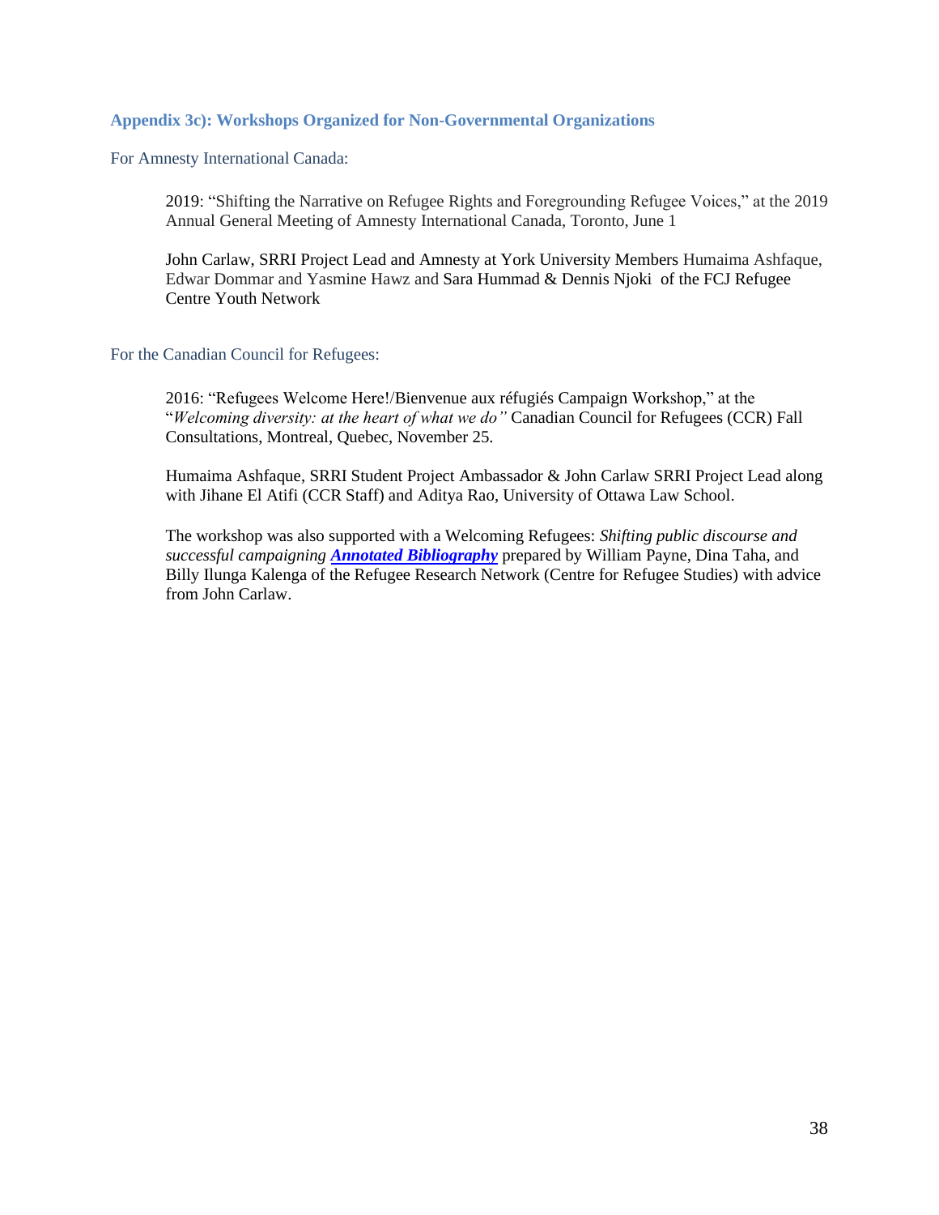### Appendix 3c): Workshops Organized for Non-Governmental Organizations

For Amnesty International Canada:

2019: "Shifting the Narrative on Refugee Rights and Foregrounding Refugee Voices," at the 2019 Annual General Meeting of Amnesty International Canada, Toronto, June 1

John Carlaw, SRRI Project Lead and Amnesty at York University Members Humaima Ashfaque, Edwar Dommar and Yasmine Hawz and Sara Hummad & Dennis Njoki of the FCJ Refugee Centre Youth Network

For the Canadian Council for Refugees:

2016: "Refugees Welcome Here!/Bienvenue aux réfugiés Campaign Workshop," at the "*Welcoming diversity: at the heart of what we do"* Canadian Council for Refugees (CCR) Fall Consultations, Montreal, Quebec, November 25.

Humaima Ashfaque, SRRI Student Project Ambassador & John Carlaw SRRI Project Lead along with Jihane El Atifi (CCR Staff) and Aditya Rao, University of Ottawa Law School.

The workshop was also supported with a Welcoming Refugees: *Shifting public discourse and successful campaigning* ***Annotated Bibliography*** prepared by William Payne, Dina Taha, and Billy Ilunga Kalenga of the Refugee Research Network (Centre for Refugee Studies) with advice from John Carlaw.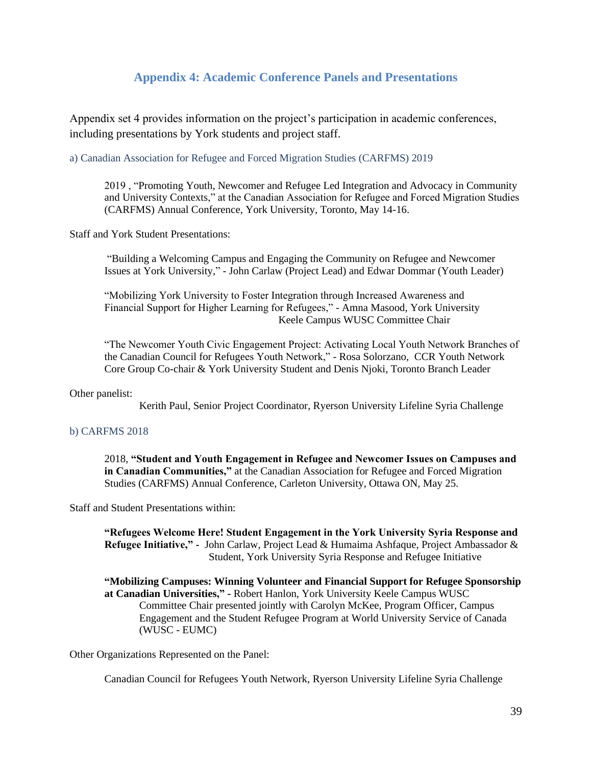## Appendix 4: Academic Conference Panels and Presentations

Appendix set 4 provides information on the project's participation in academic conferences, including presentations by York students and project staff.

### a) Canadian Association for Refugee and Forced Migration Studies (CARFMS) 2019

2019 , "Promoting Youth, Newcomer and Refugee Led Integration and Advocacy in Community and University Contexts," at the Canadian Association for Refugee and Forced Migration Studies (CARFMS) Annual Conference, York University, Toronto, May 14-16.

Staff and York Student Presentations:

"Building a Welcoming Campus and Engaging the Community on Refugee and Newcomer Issues at York University," - John Carlaw (Project Lead) and Edwar Dommar (Youth Leader)

"Mobilizing York University to Foster Integration through Increased Awareness and Financial Support for Higher Learning for Refugees," - Amna Masood, York University Keele Campus WUSC Committee Chair

"The Newcomer Youth Civic Engagement Project: Activating Local Youth Network Branches of the Canadian Council for Refugees Youth Network," - Rosa Solorzano, CCR Youth Network Core Group Co-chair & York University Student and Denis Njoki, Toronto Branch Leader

Other panelist:

Kerith Paul, Senior Project Coordinator, Ryerson University Lifeline Syria Challenge

### b) CARFMS 2018

2018, **"Student and Youth Engagement in Refugee and Newcomer Issues on Campuses and in Canadian Communities,"** at the Canadian Association for Refugee and Forced Migration Studies (CARFMS) Annual Conference, Carleton University, Ottawa ON, May 25.

Staff and Student Presentations within:

**"Refugees Welcome Here! Student Engagement in the York University Syria Response and Refugee Initiative," -** John Carlaw, Project Lead & Humaima Ashfaque, Project Ambassador & Student, York University Syria Response and Refugee Initiative

**"Mobilizing Campuses: Winning Volunteer and Financial Support for Refugee Sponsorship at Canadian Universities," -** Robert Hanlon, York University Keele Campus WUSC Committee Chair presented jointly with Carolyn McKee, Program Officer, Campus Engagement and the Student Refugee Program at World University Service of Canada (WUSC - EUMC)

Other Organizations Represented on the Panel:

Canadian Council for Refugees Youth Network, Ryerson University Lifeline Syria Challenge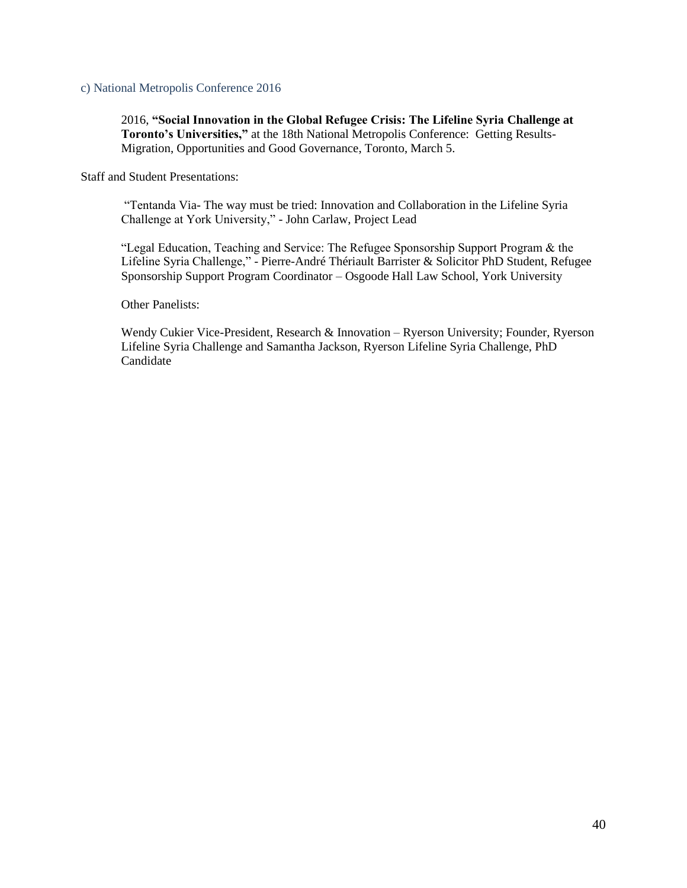### c) National Metropolis Conference 2016

2016, **"Social Innovation in the Global Refugee Crisis: The Lifeline Syria Challenge at Toronto's Universities,"** at the 18th National Metropolis Conference: Getting Results- Migration, Opportunities and Good Governance, Toronto, March 5.

Staff and Student Presentations:

"Tentanda Via- The way must be tried: Innovation and Collaboration in the Lifeline Syria Challenge at York University," - John Carlaw, Project Lead

"Legal Education, Teaching and Service: The Refugee Sponsorship Support Program & the Lifeline Syria Challenge," - Pierre-André Thériault Barrister & Solicitor PhD Student, Refugee Sponsorship Support Program Coordinator – Osgoode Hall Law School, York University

Other Panelists:

Wendy Cukier Vice-President, Research & Innovation – Ryerson University; Founder, Ryerson Lifeline Syria Challenge and Samantha Jackson, Ryerson Lifeline Syria Challenge, PhD Candidate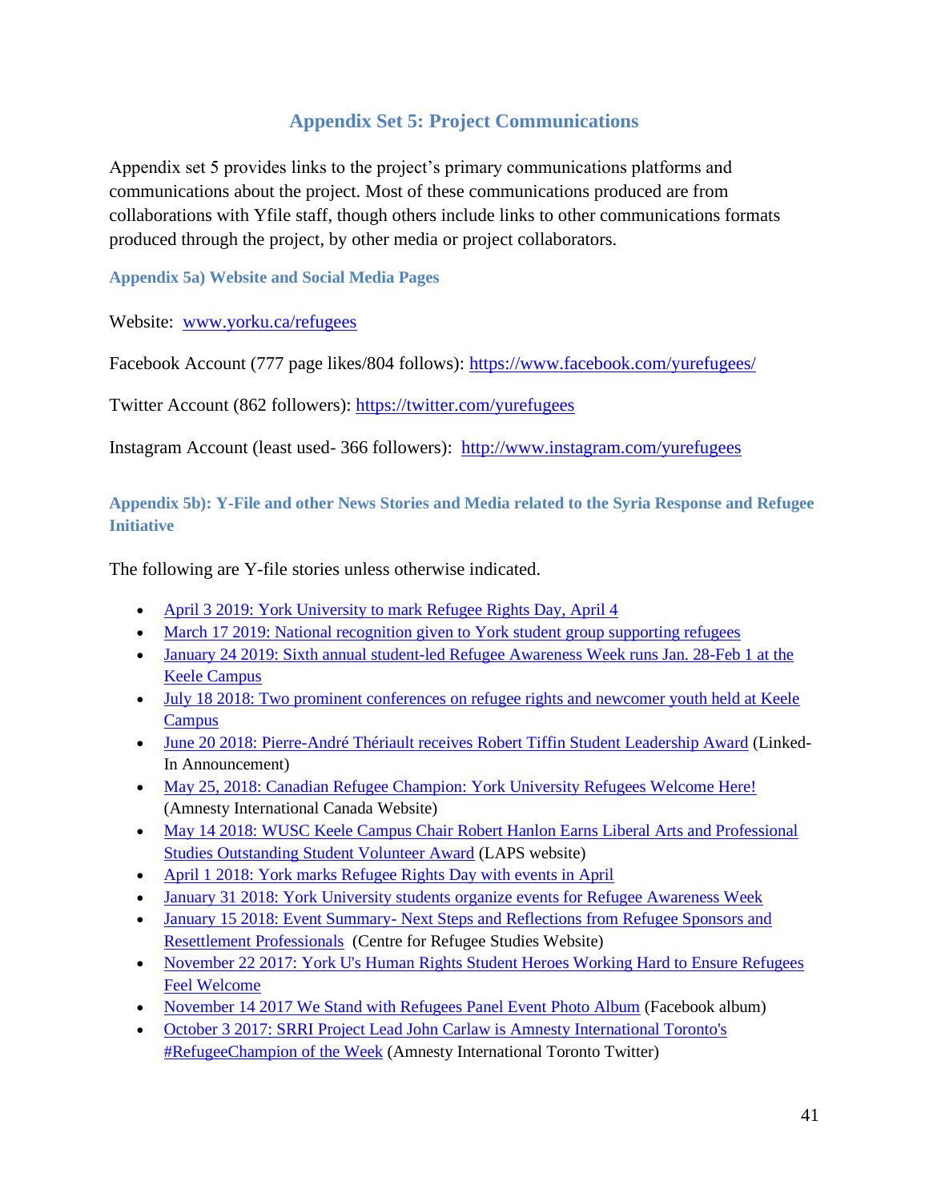## Appendix Set 5: Project Communications

Appendix set 5 provides links to the project's primary communications platforms and communications about the project. Most of these communications produced are from collaborations with Yfile staff, though others include links to other communications formats produced through the project, by other media or project collaborators.

### Appendix 5a) Website and Social Media Pages

Website: [www.yorku.ca/refugees](www.yorku.ca/refugees)

Facebook Account (777 page likes/804 follows): [https://www.facebook.com/yurefugees/](https://www.facebook.com/yurefugees/)

Twitter Account (862 followers): [https://twitter.com/yurefugees](https://twitter.com/yurefugees)

Instagram Account (least used- 366 followers): [http://www.instagram.com/yurefugees](http://www.instagram.com/yurefugees)

### Appendix 5b): Y-File and other News Stories and Media related to the Syria Response and Refugee Initiative

The following are Y-file stories unless otherwise indicated.

- April 3 2019: York University to mark Refugee Rights Day, April 4
- March 17 2019: National recognition given to York student group supporting refugees
- January 24 2019: Sixth annual student-led Refugee Awareness Week runs Jan. 28-Feb 1 at the Keele Campus
- July 18 2018: Two prominent conferences on refugee rights and newcomer youth held at Keele Campus
- June 20 2018: Pierre-André Thériault receives Robert Tiffin Student Leadership Award (Linked-In Announcement)
- May 25, 2018: Canadian Refugee Champion: York University Refugees Welcome Here! (Amnesty International Canada Website)
- May 14 2018: WUSC Keele Campus Chair Robert Hanlon Earns Liberal Arts and Professional Studies Outstanding Student Volunteer Award (LAPS website)
- April 1 2018: York marks Refugee Rights Day with events in April
- January 31 2018: York University students organize events for Refugee Awareness Week
- January 15 2018: Event Summary- Next Steps and Reflections from Refugee Sponsors and Resettlement Professionals (Centre for Refugee Studies Website)
- November 22 2017: York U's Human Rights Student Heroes Working Hard to Ensure Refugees Feel Welcome
- November 14 2017 We Stand with Refugees Panel Event Photo Album (Facebook album)
- October 3 2017: SRRI Project Lead John Carlaw is Amnesty International Toronto's #RefugeeChampion of the Week (Amnesty International Toronto Twitter)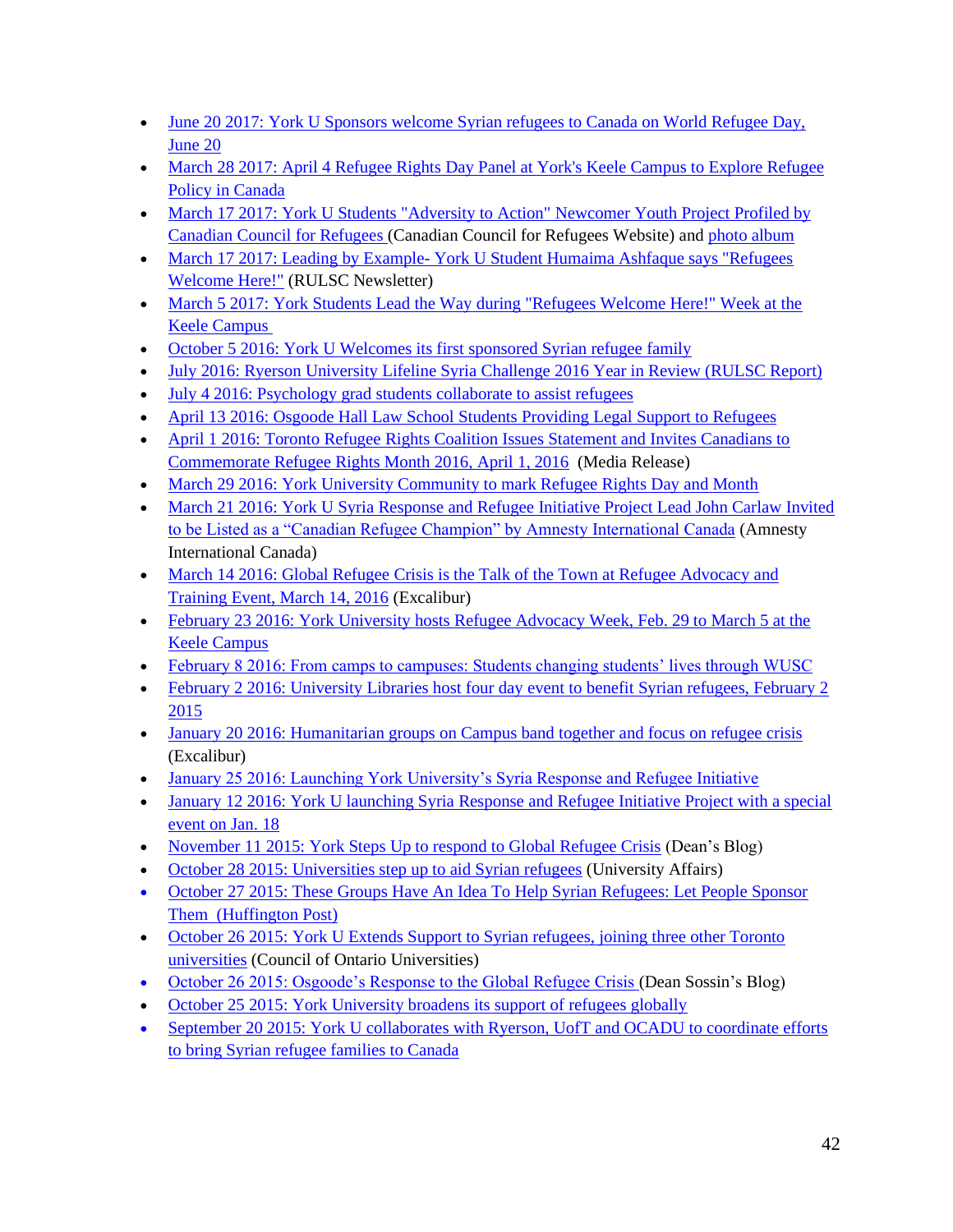- June 20 2017: York U Sponsors welcome Syrian refugees to Canada on World Refugee Day, June 20
- March 28 2017: April 4 Refugee Rights Day Panel at York's Keele Campus to Explore Refugee Policy in Canada
- March 17 2017: York U Students "Adversity to Action" Newcomer Youth Project Profiled by Canadian Council for Refugees (Canadian Council for Refugees Website) and photo album
- March 17 2017: Leading by Example- York U Student Humaima Ashfaque says "Refugees Welcome Here!" (RULSC Newsletter)
- March 5 2017: York Students Lead the Way during "Refugees Welcome Here!" Week at the Keele Campus
- October 5 2016: York U Welcomes its first sponsored Syrian refugee family
- July 2016: Ryerson University Lifeline Syria Challenge 2016 Year in Review (RULSC Report)
- July 4 2016: Psychology grad students collaborate to assist refugees
- April 13 2016: Osgoode Hall Law School Students Providing Legal Support to Refugees
- April 1 2016: Toronto Refugee Rights Coalition Issues Statement and Invites Canadians to Commemorate Refugee Rights Month 2016, April 1, 2016 (Media Release)
- March 29 2016: York University Community to mark Refugee Rights Day and Month
- March 21 2016: York U Syria Response and Refugee Initiative Project Lead John Carlaw Invited to be Listed as a "Canadian Refugee Champion" by Amnesty International Canada (Amnesty International Canada)
- March 14 2016: Global Refugee Crisis is the Talk of the Town at Refugee Advocacy and Training Event, March 14, 2016 (Excalibur)
- February 23 2016: York University hosts Refugee Advocacy Week, Feb. 29 to March 5 at the Keele Campus
- February 8 2016: From camps to campuses: Students changing students' lives through WUSC
- February 2 2016: University Libraries host four day event to benefit Syrian refugees, February 2 2015
- January 20 2016: Humanitarian groups on Campus band together and focus on refugee crisis (Excalibur)
- January 25 2016: Launching York University's Syria Response and Refugee Initiative
- January 12 2016: York U launching Syria Response and Refugee Initiative Project with a special event on Jan. 18
- November 11 2015: York Steps Up to respond to Global Refugee Crisis (Dean's Blog)
- October 28 2015: Universities step up to aid Syrian refugees (University Affairs)
- October 27 2015: These Groups Have An Idea To Help Syrian Refugees: Let People Sponsor Them (Huffington Post)
- October 26 2015: York U Extends Support to Syrian refugees, joining three other Toronto universities (Council of Ontario Universities)
- October 26 2015: Osgoode's Response to the Global Refugee Crisis (Dean Sossin's Blog)
- October 25 2015: York University broadens its support of refugees globally
- September 20 2015: York U collaborates with Ryerson, UofT and OCADU to coordinate efforts to bring Syrian refugee families to Canada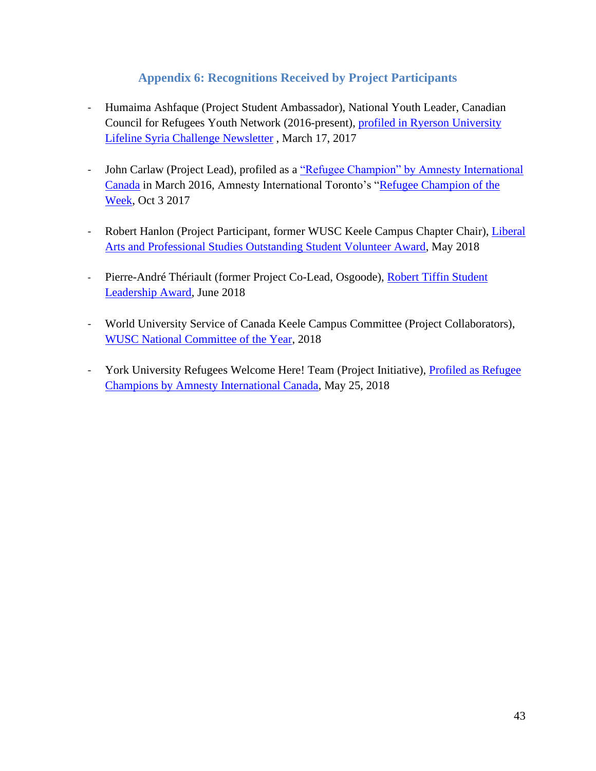## Appendix 6: Recognitions Received by Project Participants

- Humaima Ashfaque (Project Student Ambassador), National Youth Leader, Canadian Council for Refugees Youth Network (2016-present), profiled in Ryerson University Lifeline Syria Challenge Newsletter , March 17, 2017

- John Carlaw (Project Lead), profiled as a "Refugee Champion" by Amnesty International Canada in March 2016, Amnesty International Toronto's "Refugee Champion of the Week, Oct 3 2017

- Robert Hanlon (Project Participant, former WUSC Keele Campus Chapter Chair), Liberal Arts and Professional Studies Outstanding Student Volunteer Award, May 2018

- Pierre-André Thériault (former Project Co-Lead, Osgoode), Robert Tiffin Student Leadership Award, June 2018

- World University Service of Canada Keele Campus Committee (Project Collaborators), WUSC National Committee of the Year, 2018

- York University Refugees Welcome Here! Team (Project Initiative), Profiled as Refugee Champions by Amnesty International Canada, May 25, 2018